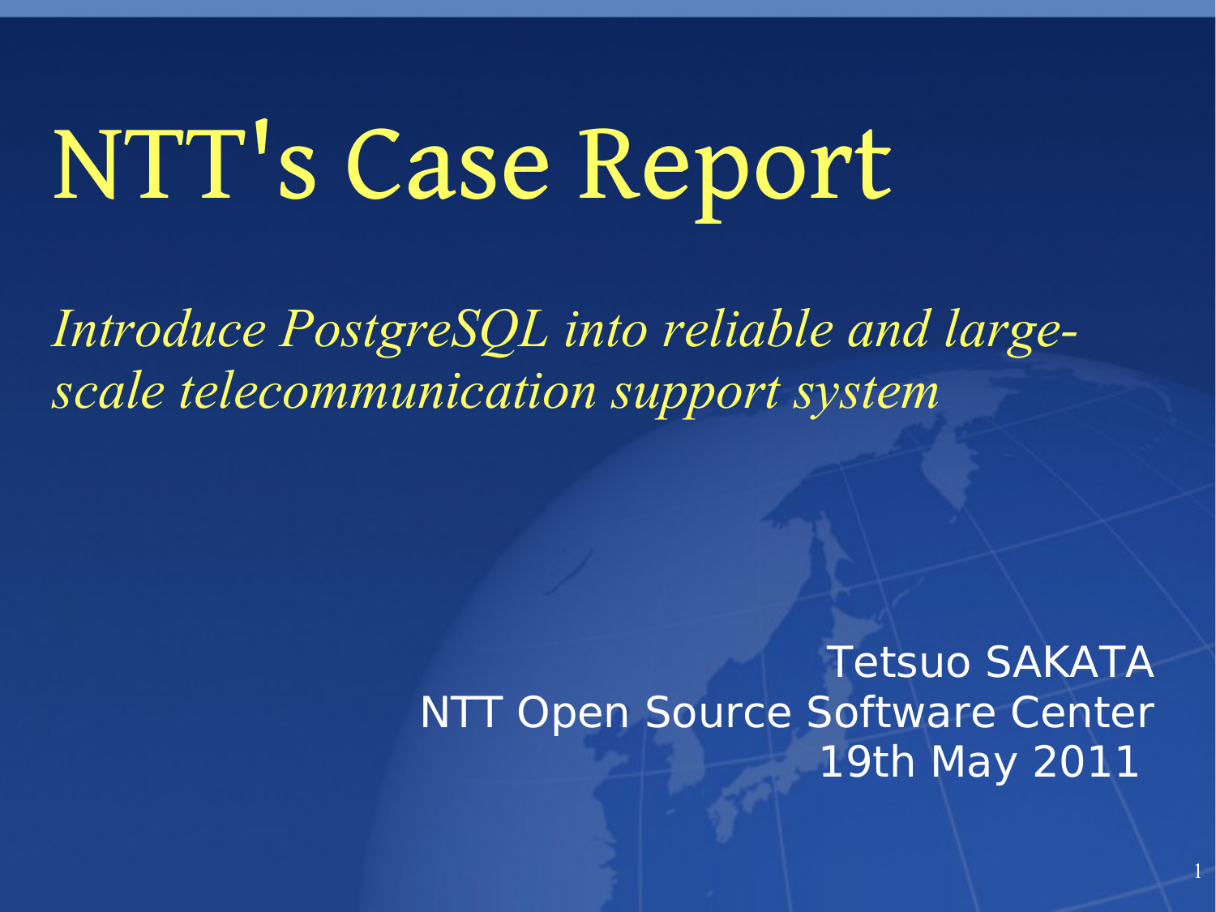# NTT's Case Report

*Introduce PostgreSQL into reliable and large-scale telecommunication support system*

Tetsuo SAKATA
NTT Open Source Software Center
19th May 2011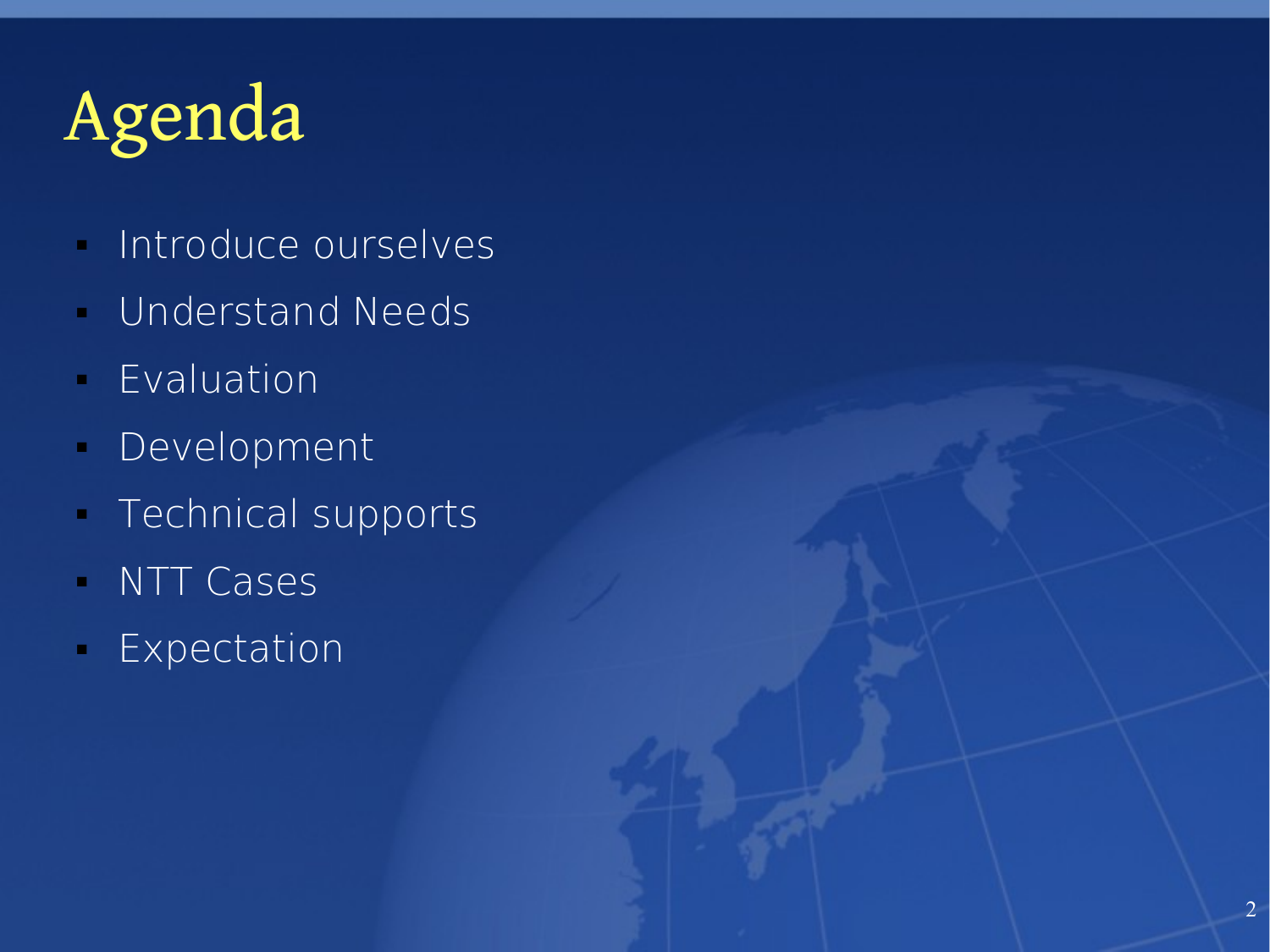# Agenda

- Introduce ourselves
- Understand Needs
- Evaluation
- Development
- Technical supports
- NTT Cases
- Expectation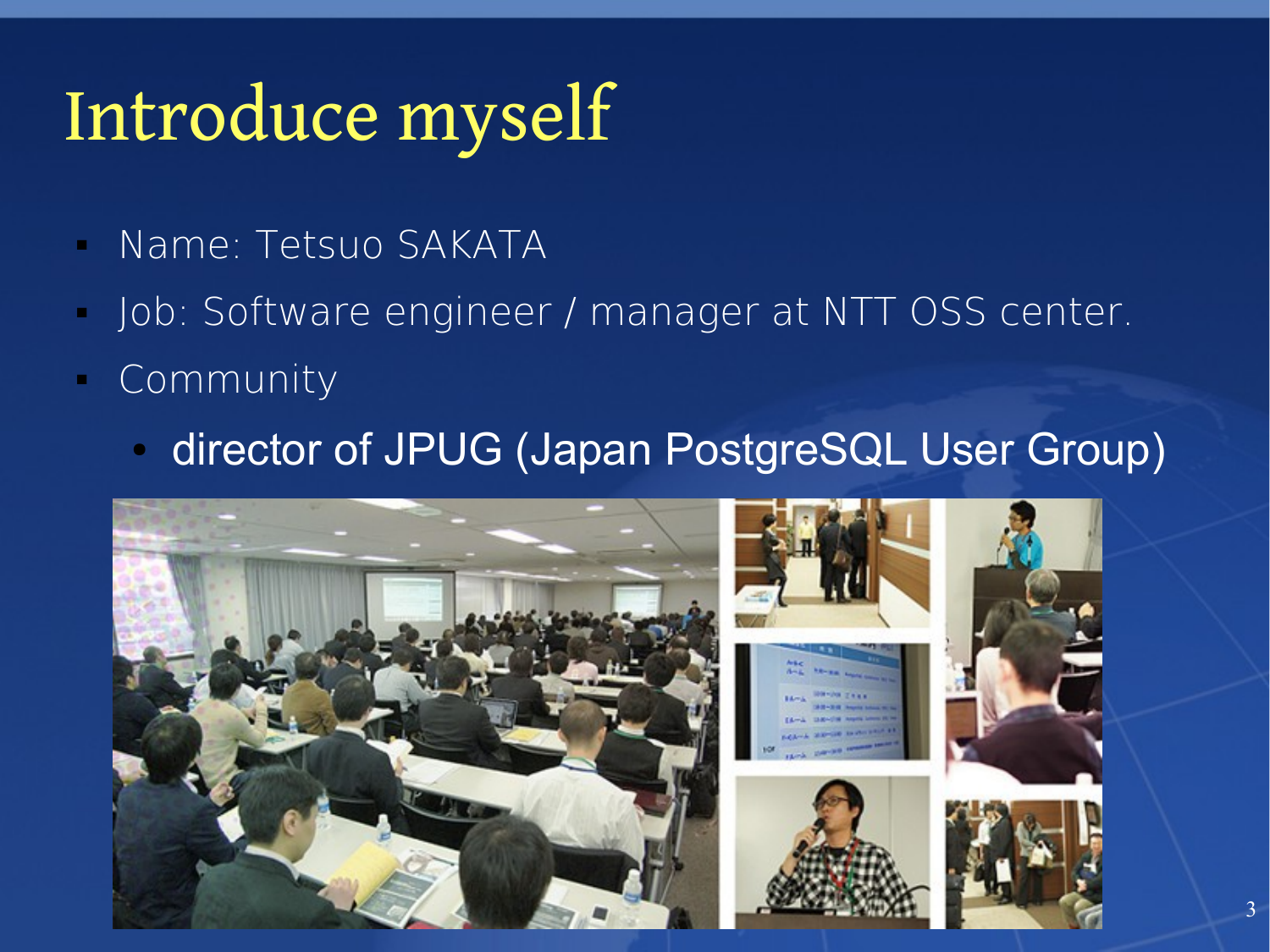# Introduce myself

- Name: Tetsuo SAKATA
- Job: Software engineer / manager at NTT OSS center.
- Community
  - director of JPUG (Japan PostgreSQL User Group)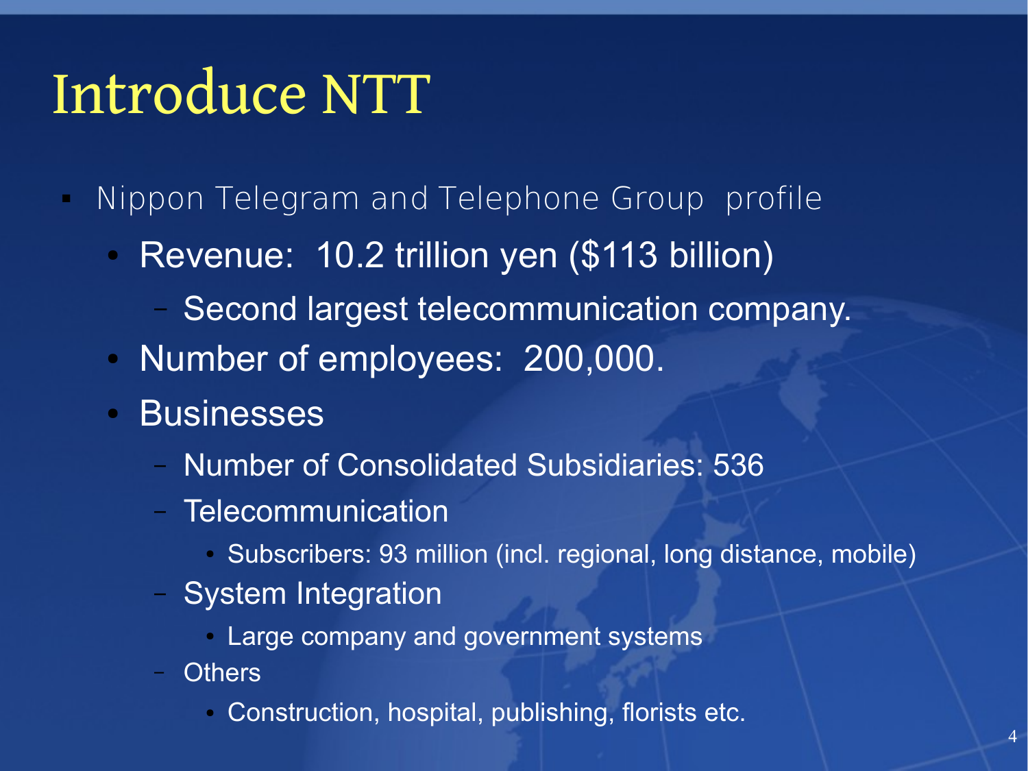# Introduce NTT

- Nippon Telegram and Telephone Group  profile
  - Revenue:  10.2 trillion yen ($113 billion)
    - Second largest telecommunication company.
  - Number of employees:  200,000.
  - Businesses
    - Number of Consolidated Subsidiaries: 536
    - Telecommunication
      - Subscribers: 93 million (incl. regional, long distance, mobile)
    - System Integration
      - Large company and government systems
    - Others
      - Construction, hospital, publishing, florists etc.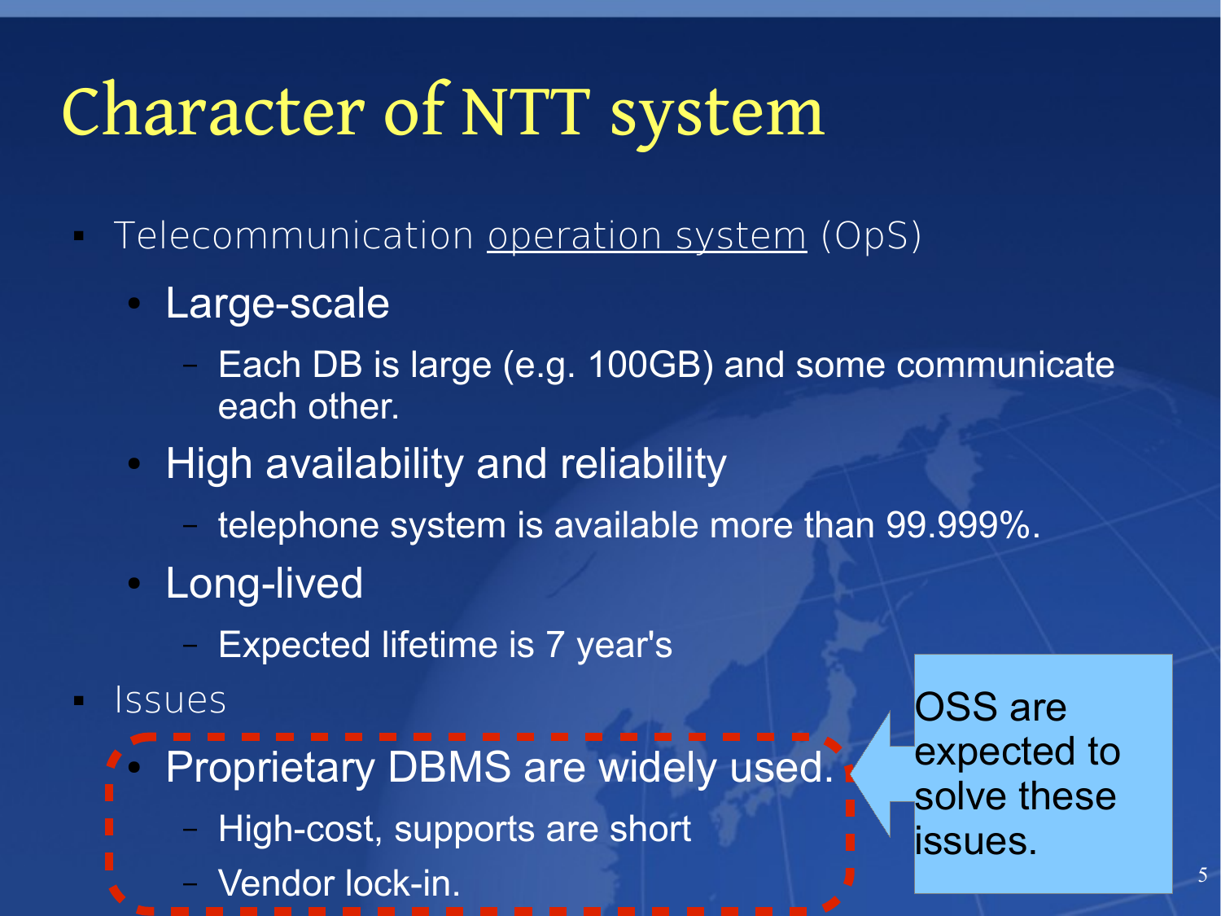# Character of NTT system

- Telecommunication <u>operation system</u> (OpS)
  - Large-scale
    - Each DB is large (e.g. 100GB) and some communicate each other.
  - High availability and reliability
    - telephone system is available more than 99.999%.
  - Long-lived
    - Expected lifetime is 7 year's
- Issues
  - Proprietary DBMS are widely used.
    - High-cost, supports are short
    - Vendor lock-in.

OSS are expected to solve these issues.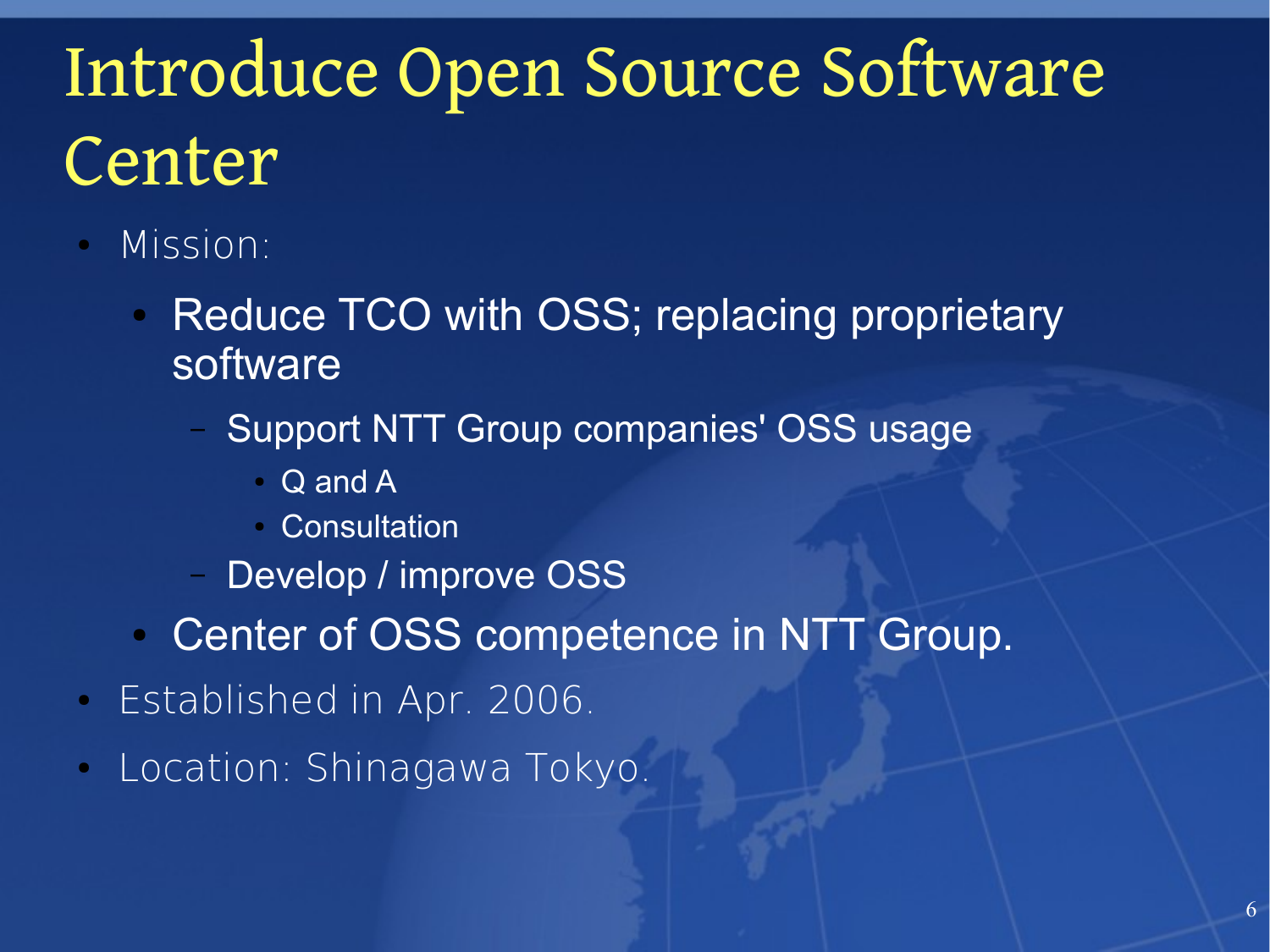# Introduce Open Source Software Center

- Mission:
  - Reduce TCO with OSS; replacing proprietary software
    - Support NTT Group companies' OSS usage
      - Q and A
      - Consultation
    - Develop / improve OSS
  - Center of OSS competence in NTT Group.
- Established in Apr. 2006.
- Location: Shinagawa Tokyo.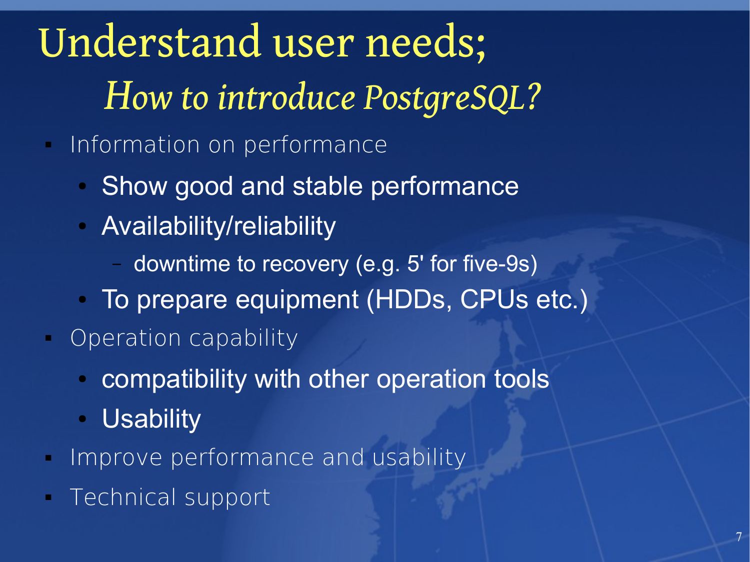# Understand user needs;

## *How to introduce PostgreSQL?*

- Information on performance
  - Show good and stable performance
  - Availability/reliability
    - downtime to recovery (e.g. 5' for five-9s)
  - To prepare equipment (HDDs, CPUs etc.)
- Operation capability
  - compatibility with other operation tools
  - Usability
- Improve performance and usability
- Technical support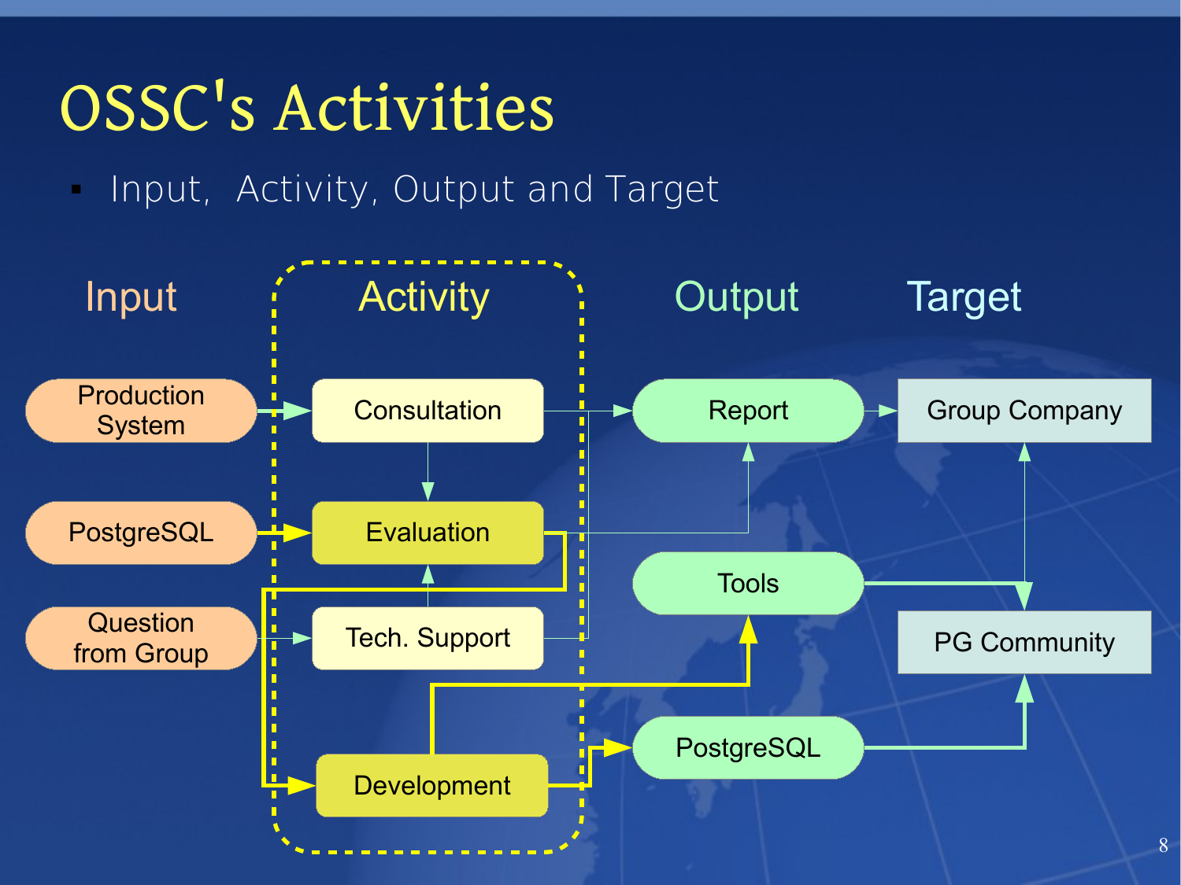# OSSC's Activities

- Input, Activity, Output and Target

| Input | Activity | Output | Target |
| --- | --- | --- | --- |
| Production System | Consultation | Report | Group Company |
| PostgreSQL | Evaluation | Tools | PG Community |
| Question from Group | Tech. Support | PostgreSQL | |
| | Development | | |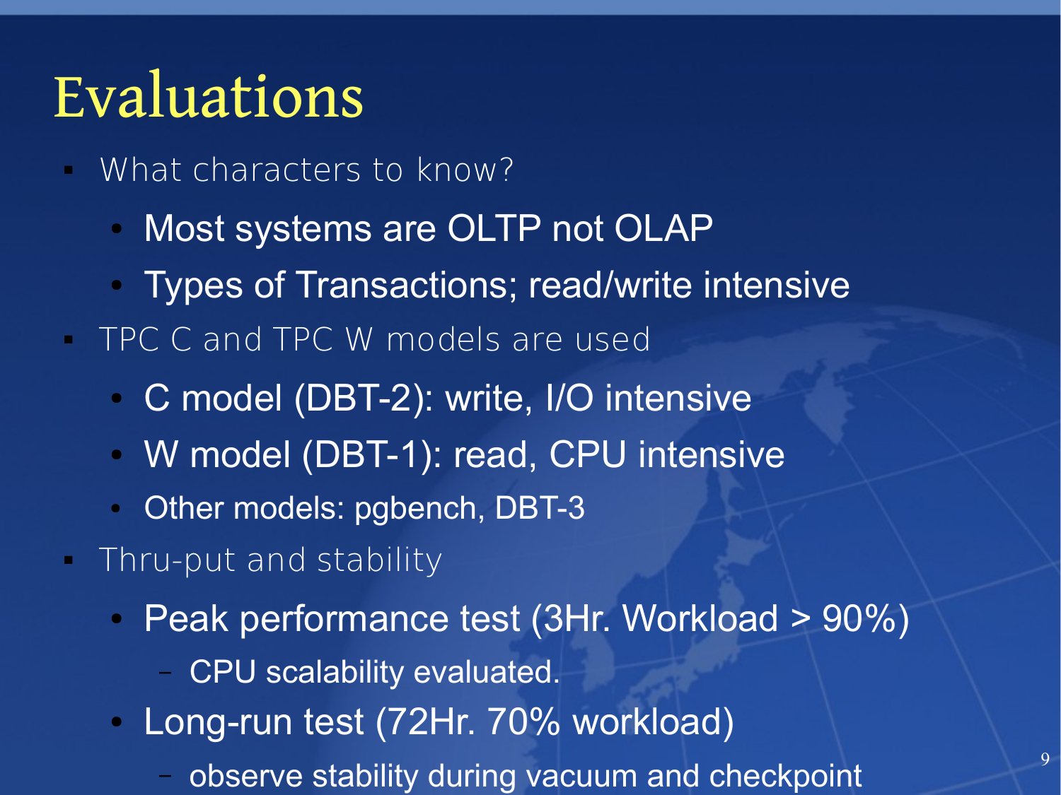# Evaluations

- What characters to know?
  - Most systems are OLTP not OLAP
  - Types of Transactions; read/write intensive
- TPC C and TPC W models are used
  - C model (DBT-2): write, I/O intensive
  - W model (DBT-1): read, CPU intensive
  - Other models: pgbench, DBT-3
- Thru-put and stability
  - Peak performance test (3Hr. Workload > 90%)
    - CPU scalability evaluated.
  - Long-run test (72Hr. 70% workload)
    - observe stability during vacuum and checkpoint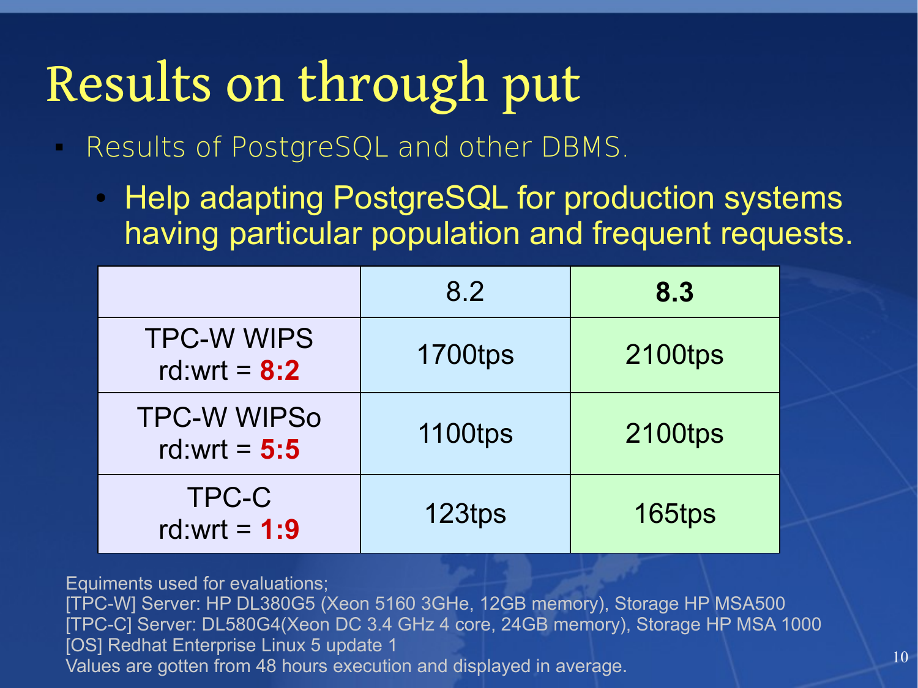# Results on through put

- Results of PostgreSQL and other DBMS.
  - Help adapting PostgreSQL for production systems having particular population and frequent requests.

| | 8.2 | **8.3** |
|---|---|---|
| TPC-W WIPS rd:wrt = **8:2** | 1700tps | 2100tps |
| TPC-W WIPSo rd:wrt = **5:5** | 1100tps | 2100tps |
| TPC-C rd:wrt = **1:9** | 123tps | 165tps |

Equiments used for evaluations;
[TPC-W] Server: HP DL380G5 (Xeon 5160 3GHe, 12GB memory), Storage HP MSA500
[TPC-C] Server: DL580G4(Xeon DC 3.4 GHz 4 core, 24GB memory), Storage HP MSA 1000
[OS] Redhat Enterprise Linux 5 update 1
Values are gotten from 48 hours execution and displayed in average.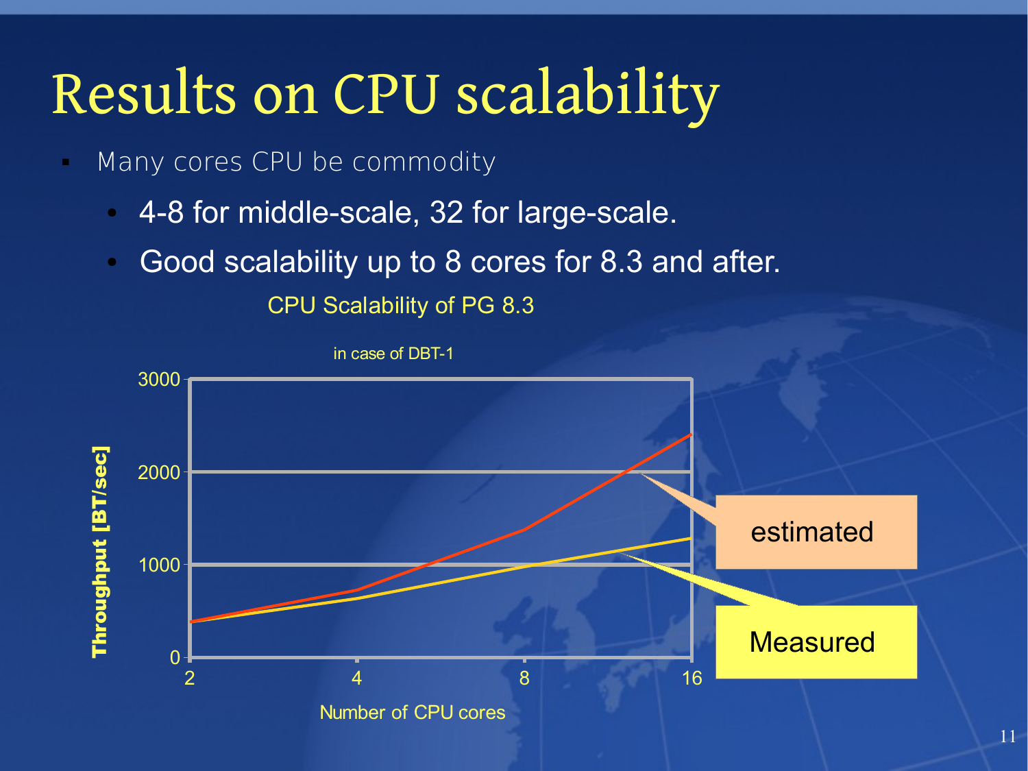# Results on CPU scalability

- Many cores CPU be commodity
  - 4-8 for middle-scale, 32 for large-scale.
  - Good scalability up to 8 cores for 8.3 and after.

CPU Scalability of PG 8.3

in case of DBT-1

Throughput [BT/sec]

Number of CPU cores

estimated

Measured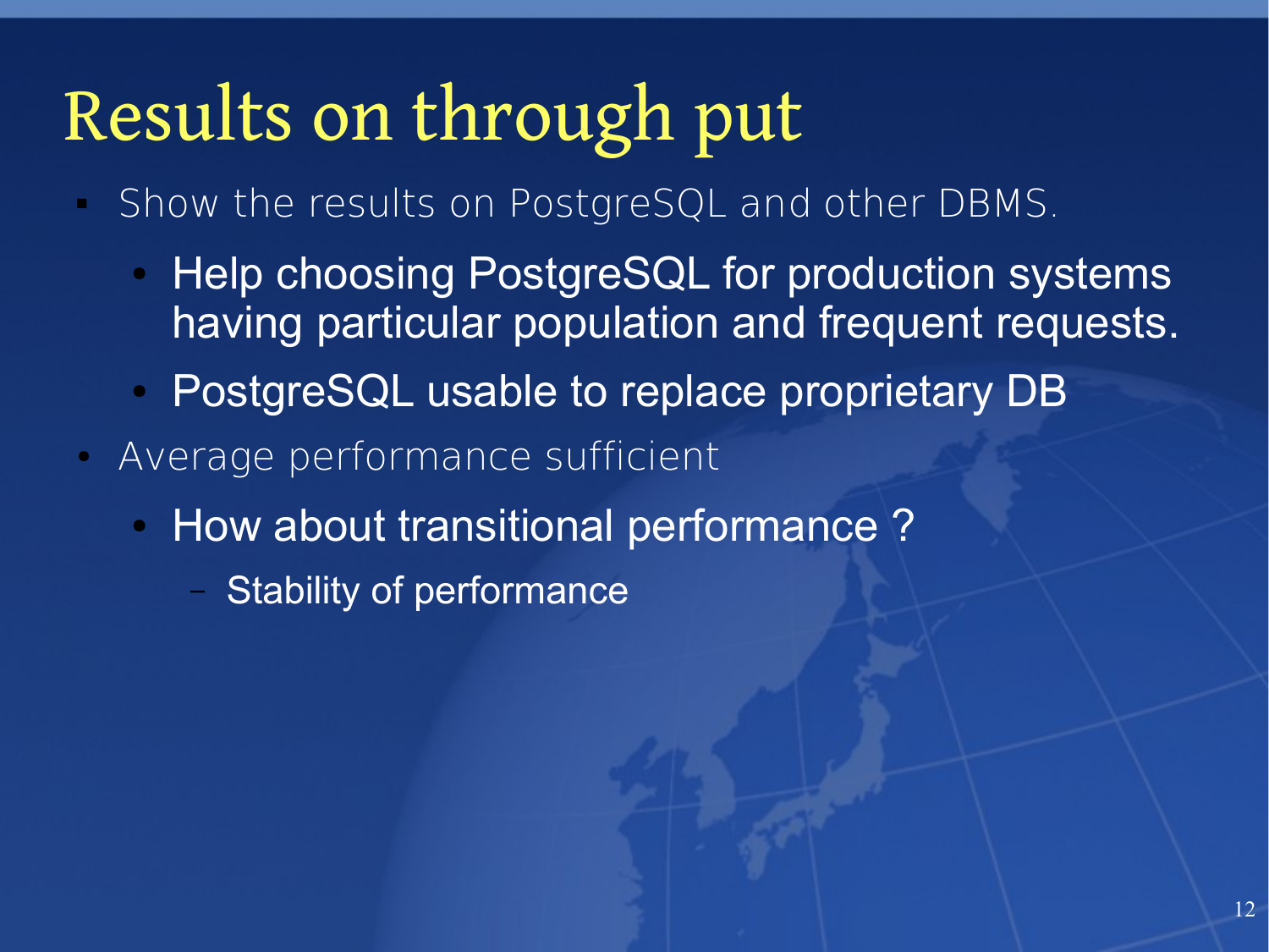# Results on through put

- Show the results on PostgreSQL and other DBMS.
  - Help choosing PostgreSQL for production systems having particular population and frequent requests.
  - PostgreSQL usable to replace proprietary DB
- Average performance sufficient
  - How about transitional performance ?
    - Stability of performance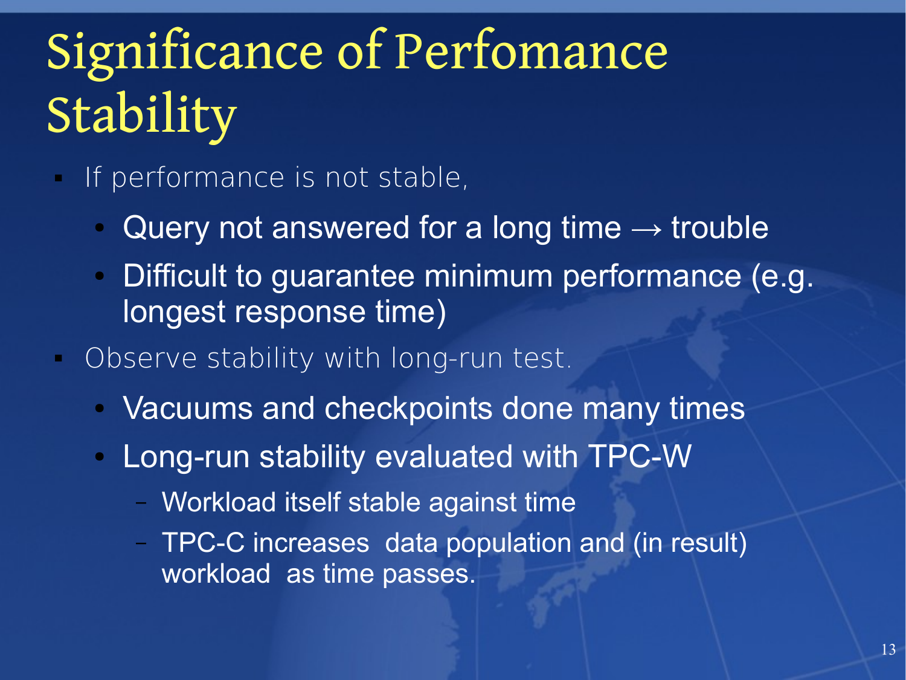# Significance of Perfomance Stability

- If performance is not stable,
  - Query not answered for a long time → trouble
  - Difficult to guarantee minimum performance (e.g. longest response time)
- Observe stability with long-run test.
  - Vacuums and checkpoints done many times
  - Long-run stability evaluated with TPC-W
    - Workload itself stable against time
    - TPC-C increases data population and (in result) workload as time passes.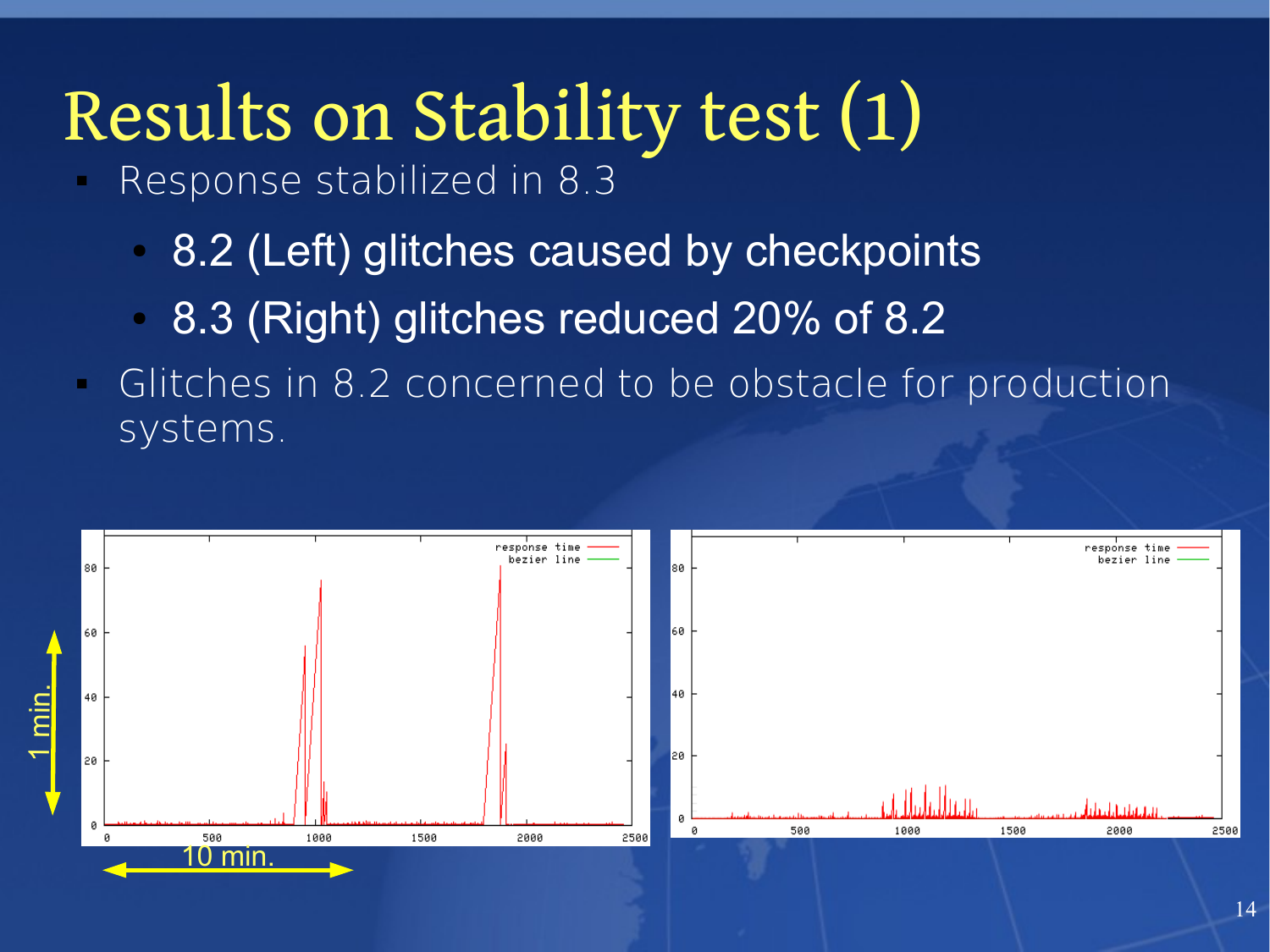# Results on Stability test (1)

- Response stabilized in 8.3
  - 8.2 (Left) glitches caused by checkpoints
  - 8.3 (Right) glitches reduced 20% of 8.2
- Glitches in 8.2 concerned to be obstacle for production systems.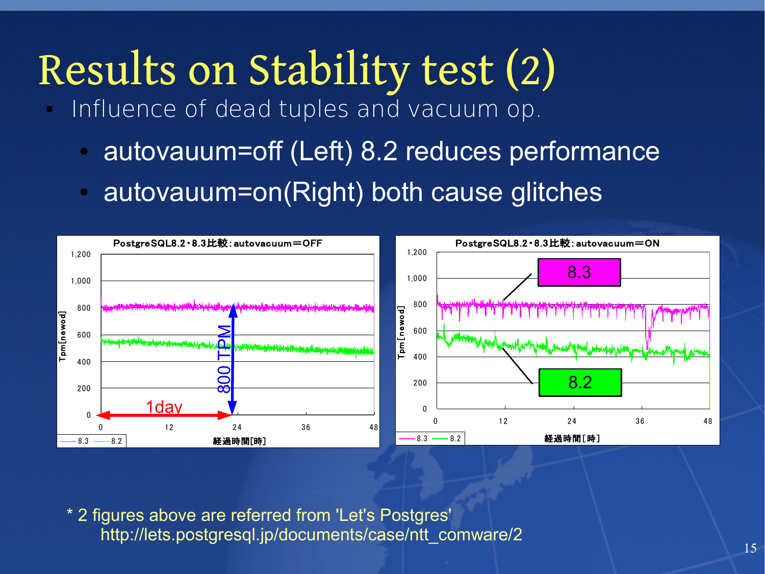# Results on Stability test (2)

- Influence of dead tuples and vacuum op.
  - autovauum=off (Left) 8.2 reduces performance
  - autovauum=on(Right) both cause glitches

PostgreSQL8.2・8.3比較：autovacuum＝OFF

PostgreSQL8.2・8.3比較：autovacuum＝ON

\* 2 figures above are referred from 'Let's Postgres'
http://lets.postgresql.jp/documents/case/ntt_comware/2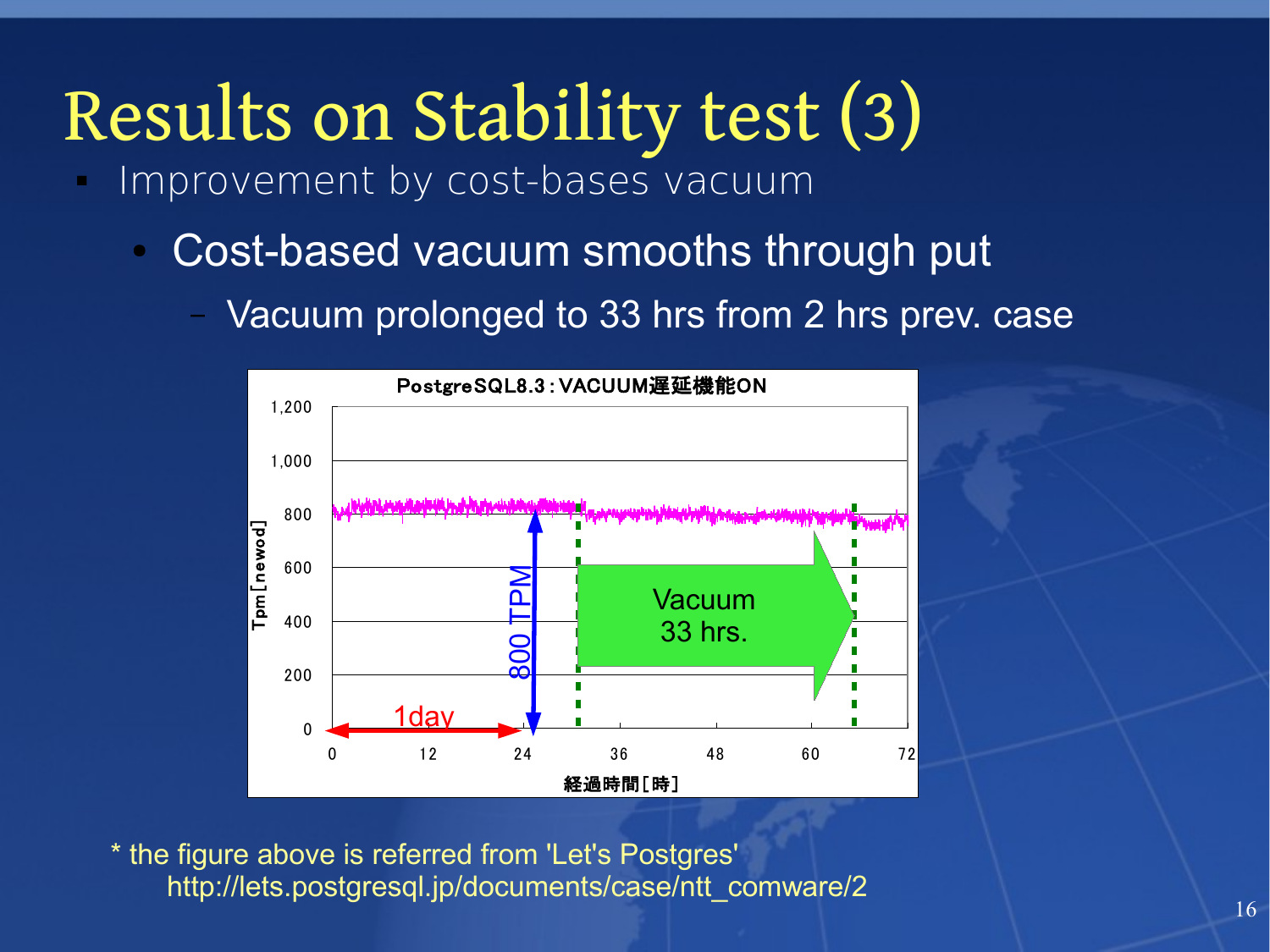# Results on Stability test (3)

- Improvement by cost-bases vacuum
  - Cost-based vacuum smooths through put
    - Vacuum prolonged to 33 hrs from 2 hrs prev. case

PostgreSQL8.3：VACUUM遅延機能ON

* the figure above is referred from 'Let's Postgres'
  http://lets.postgresql.jp/documents/case/ntt_comware/2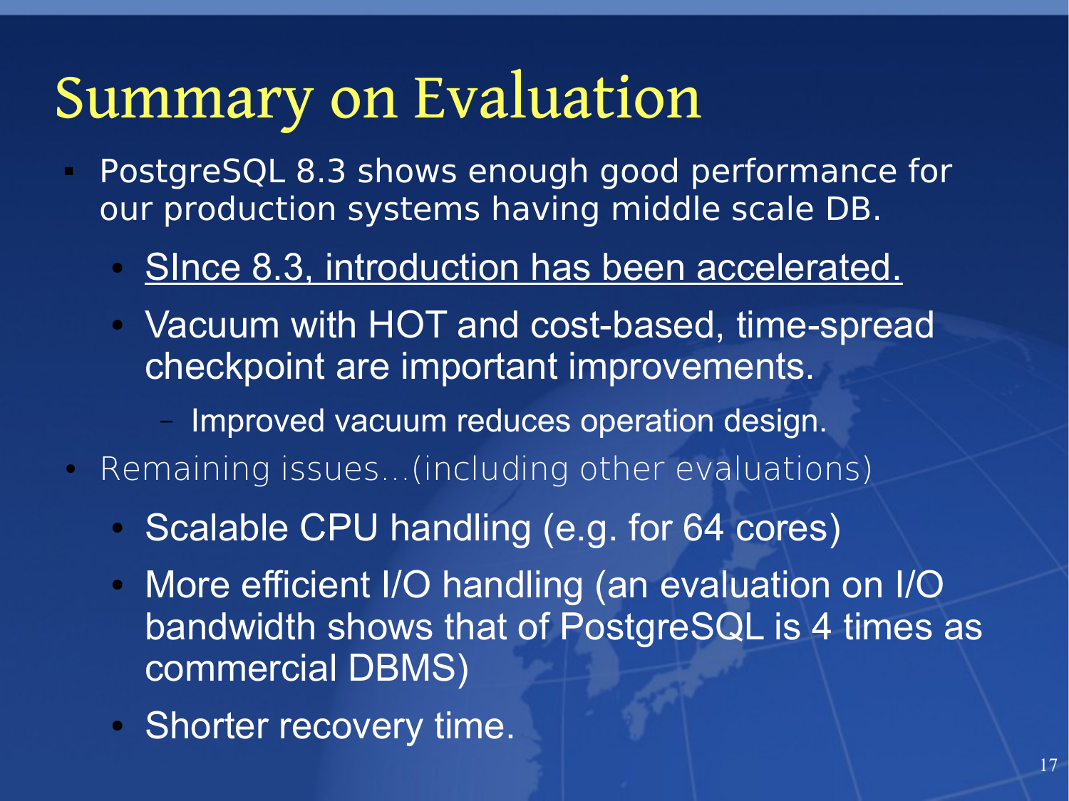# Summary on Evaluation

- PostgreSQL 8.3 shows enough good performance for our production systems having middle scale DB.
  - <u>SInce 8.3, introduction has been accelerated.</u>
  - Vacuum with HOT and cost-based, time-spread checkpoint are important improvements.
    - Improved vacuum reduces operation design.
- Remaining issues...(including other evaluations)
  - Scalable CPU handling (e.g. for 64 cores)
  - More efficient I/O handling (an evaluation on I/O bandwidth shows that of PostgreSQL is 4 times as commercial DBMS)
  - Shorter recovery time.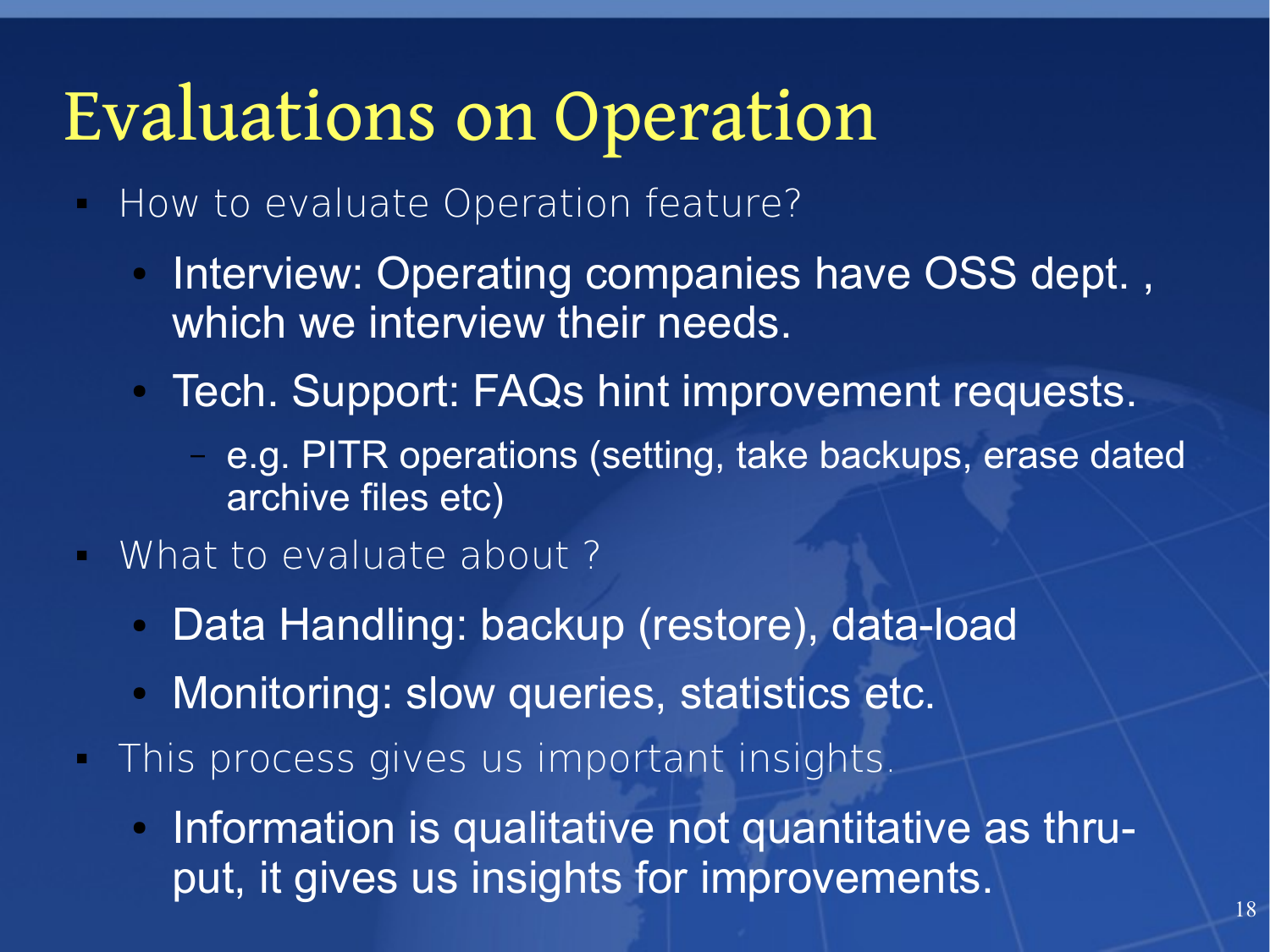# Evaluations on Operation

- How to evaluate Operation feature?
  - Interview: Operating companies have OSS dept. , which we interview their needs.
  - Tech. Support: FAQs hint improvement requests.
    - e.g. PITR operations (setting, take backups, erase dated archive files etc)
- What to evaluate about ?
  - Data Handling: backup (restore), data-load
  - Monitoring: slow queries, statistics etc.
- This process gives us important insights.
  - Information is qualitative not quantitative as thru-put, it gives us insights for improvements.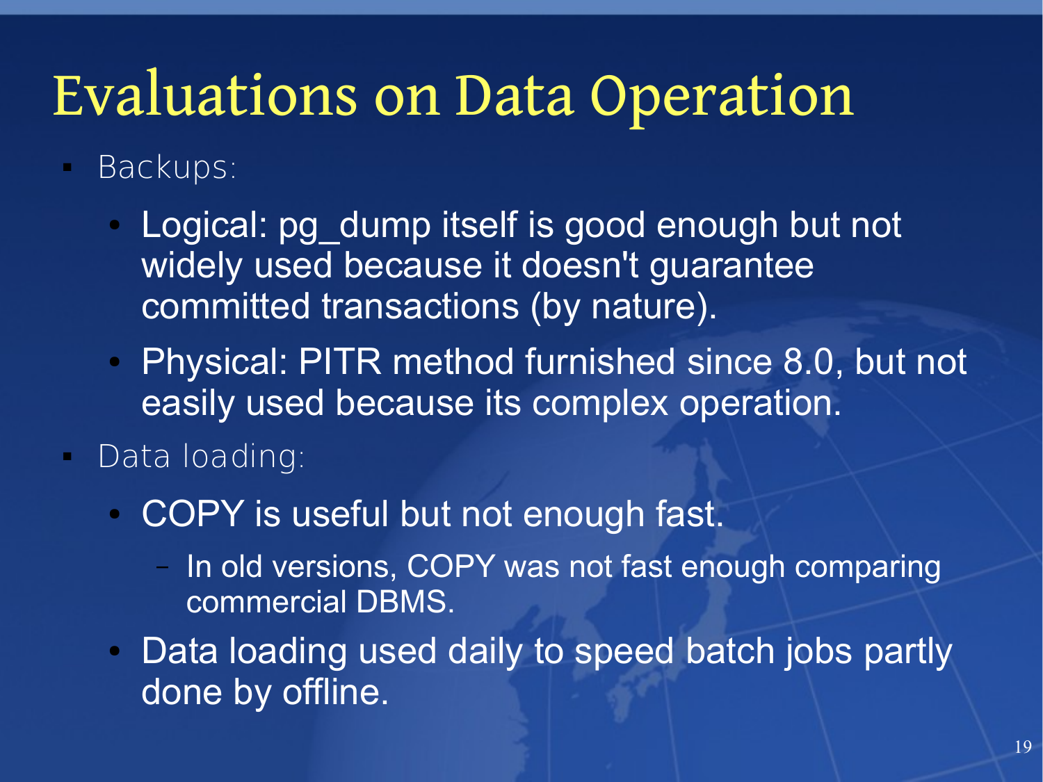# Evaluations on Data Operation

- Backups:
  - Logical: pg_dump itself is good enough but not widely used because it doesn't guarantee committed transactions (by nature).
  - Physical: PITR method furnished since 8.0, but not easily used because its complex operation.
- Data loading:
  - COPY is useful but not enough fast.
    - In old versions, COPY was not fast enough comparing commercial DBMS.
  - Data loading used daily to speed batch jobs partly done by offline.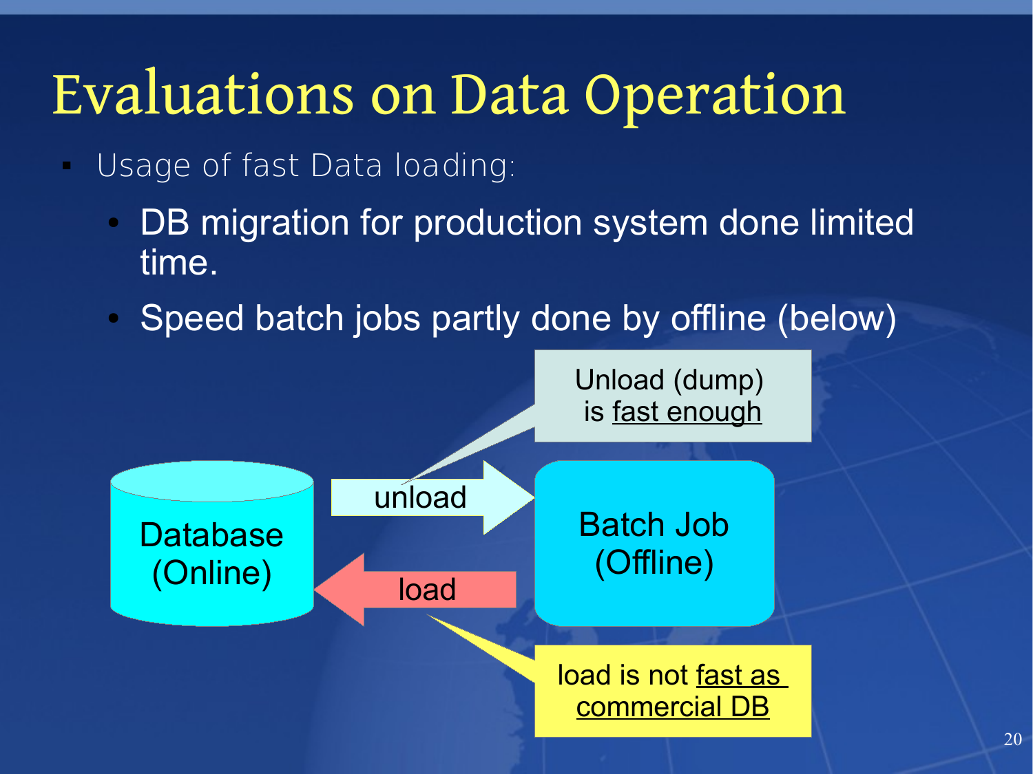# Evaluations on Data Operation

- Usage of fast Data loading:
  - DB migration for production system done limited time.
  - Speed batch jobs partly done by offline (below)

Database (Online)

unload

load

Batch Job (Offline)

Unload (dump) is fast enough

load is not fast as commercial DB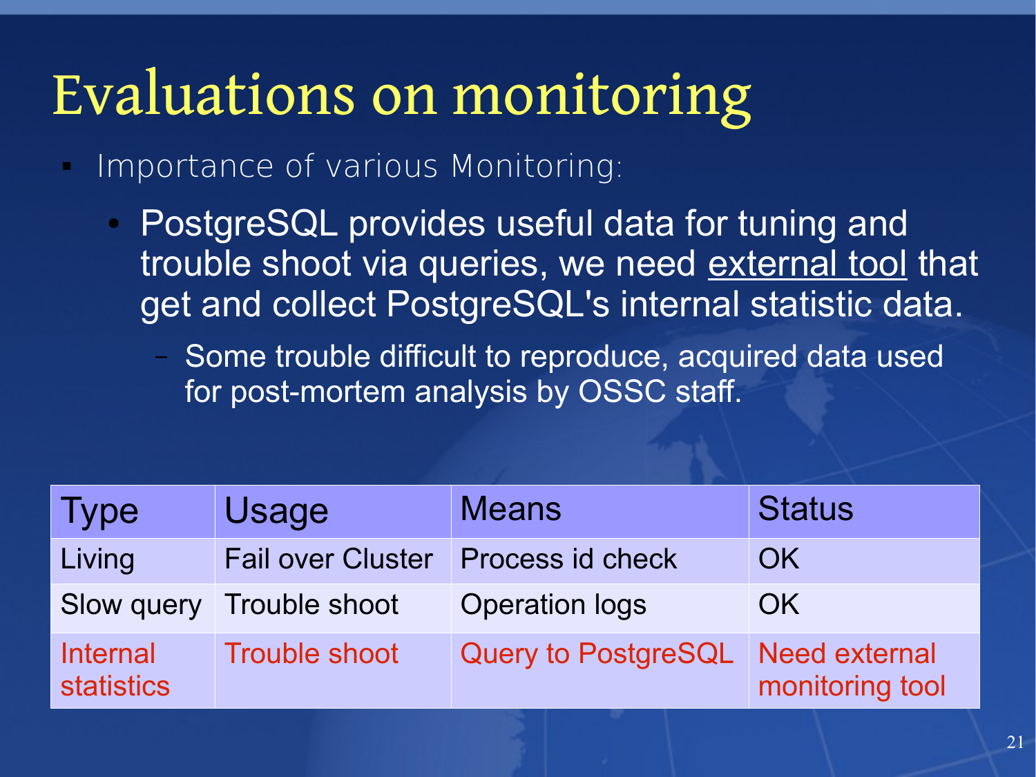# Evaluations on monitoring

- Importance of various Monitoring:
  - PostgreSQL provides useful data for tuning and trouble shoot via queries, we need external tool that get and collect PostgreSQL's internal statistic data.
    - Some trouble difficult to reproduce, acquired data used for post-mortem analysis by OSSC staff.

| Type | Usage | Means | Status |
|---|---|---|---|
| Living | Fail over Cluster | Process id check | OK |
| Slow query | Trouble shoot | Operation logs | OK |
| Internal statistics | Trouble shoot | Query to PostgreSQL | Need external monitoring tool |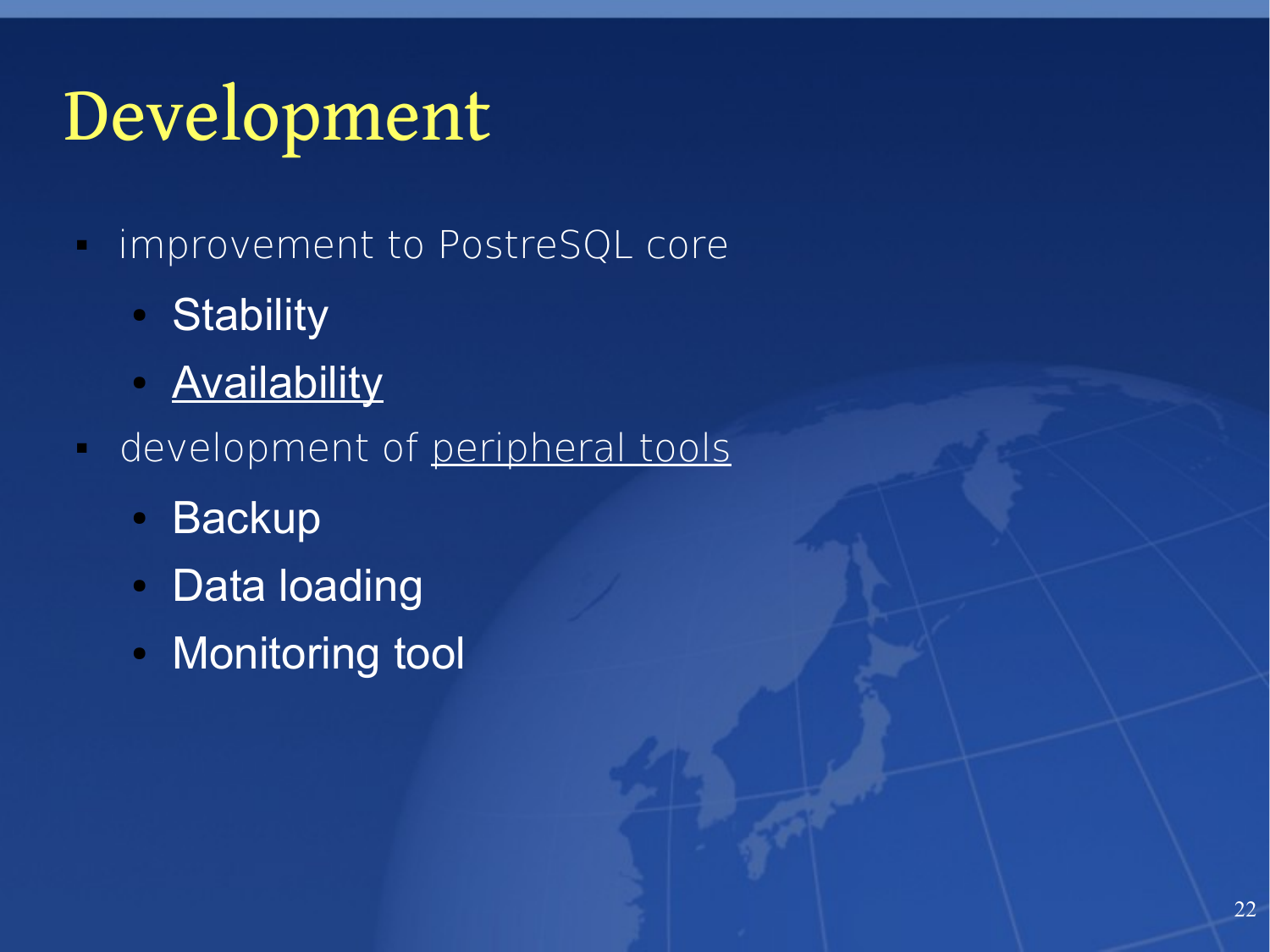# Development

- improvement to PostreSQL core
  - Stability
  - Availability
- development of peripheral tools
  - Backup
  - Data loading
  - Monitoring tool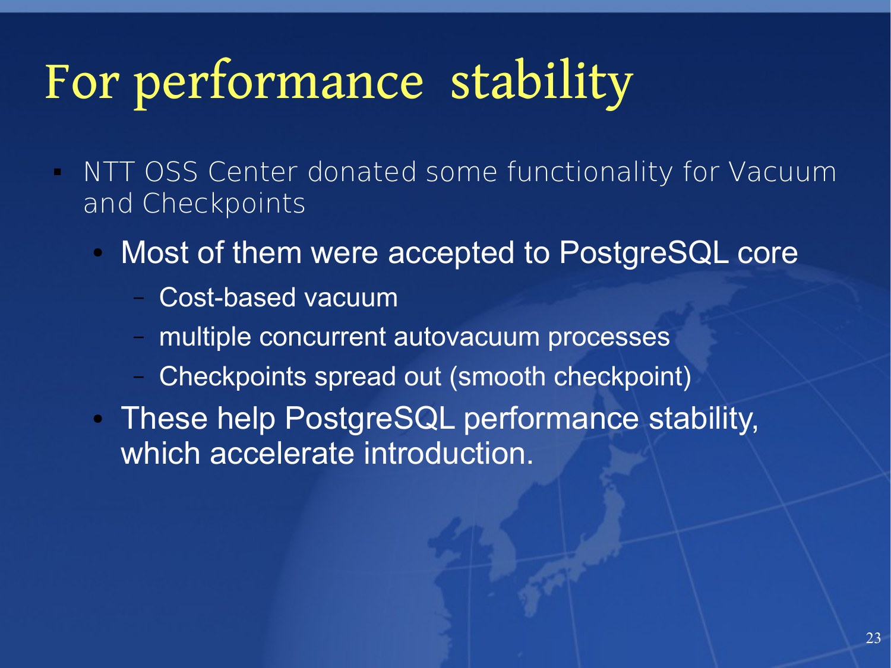# For performance stability

- NTT OSS Center donated some functionality for Vacuum and Checkpoints
  - Most of them were accepted to PostgreSQL core
    - Cost-based vacuum
    - multiple concurrent autovacuum processes
    - Checkpoints spread out (smooth checkpoint)
  - These help PostgreSQL performance stability, which accelerate introduction.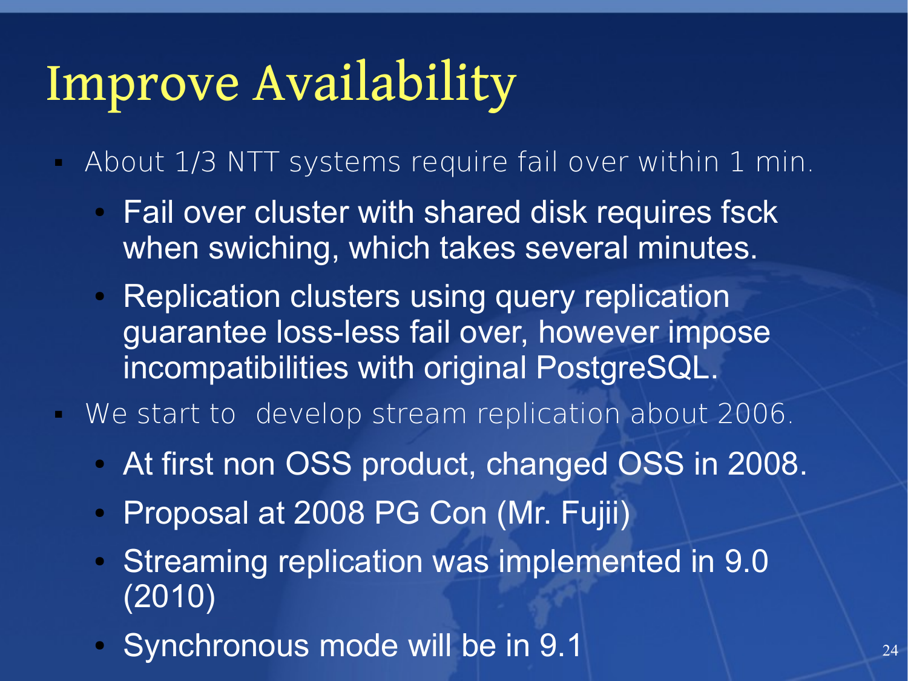# Improve Availability

- About 1/3 NTT systems require fail over within 1 min.
  - Fail over cluster with shared disk requires fsck when swiching, which takes several minutes.
  - Replication clusters using query replication guarantee loss-less fail over, however impose incompatibilities with original PostgreSQL.
- We start to  develop stream replication about 2006.
  - At first non OSS product, changed OSS in 2008.
  - Proposal at 2008 PG Con (Mr. Fujii)
  - Streaming replication was implemented in 9.0 (2010)
  - Synchronous mode will be in 9.1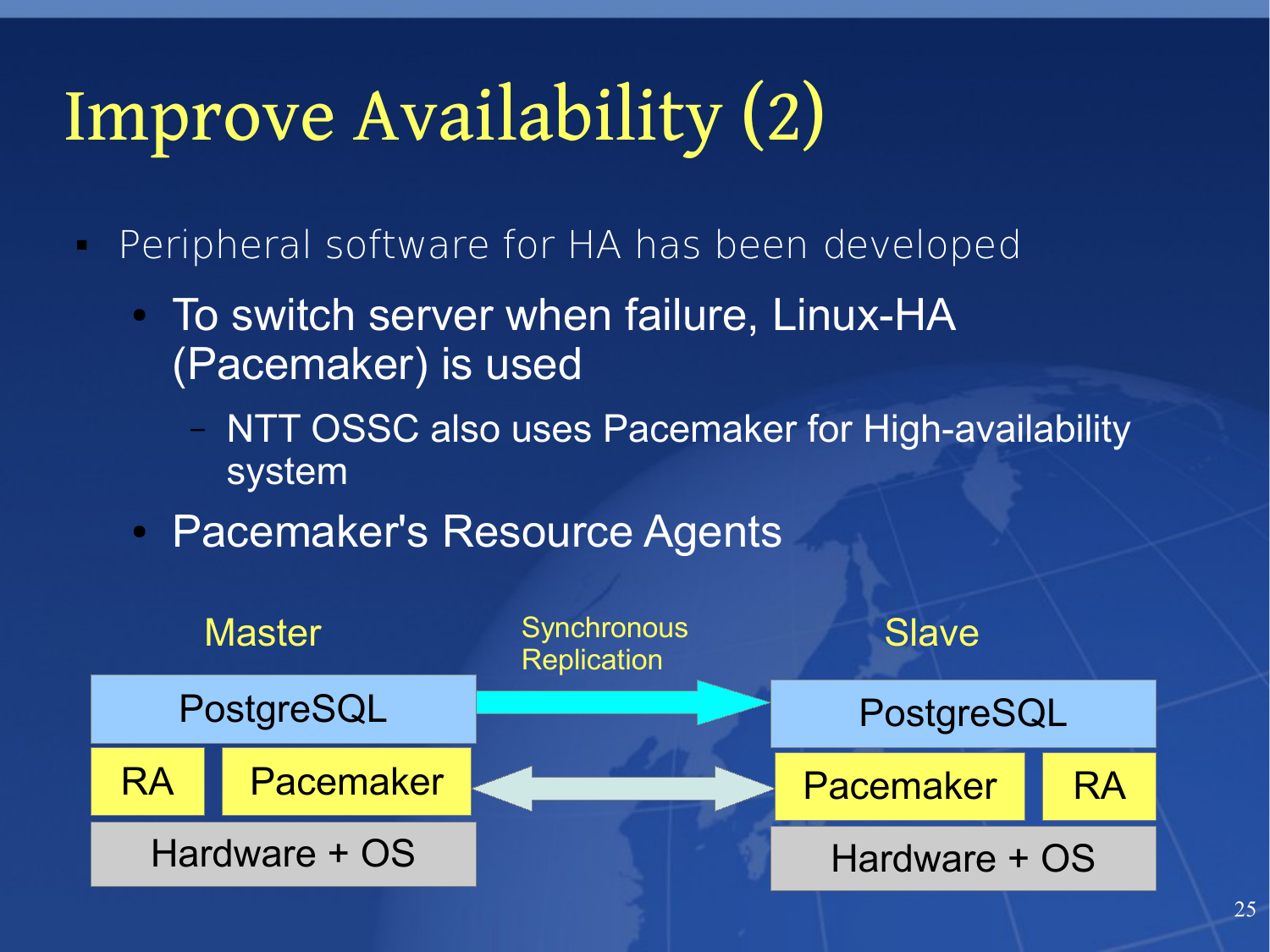# Improve Availability (2)

- Peripheral software for HA has been developed
  - To switch server when failure, Linux-HA (Pacemaker) is used
    - NTT OSSC also uses Pacemaker for High-availability system
  - Pacemaker's Resource Agents

| Master | | Synchronous Replication | Slave | |
|---|---|---|---|---|
| PostgreSQL | | → | PostgreSQL | |
| RA | Pacemaker | ↔ | Pacemaker | RA |
| Hardware + OS | | | Hardware + OS | |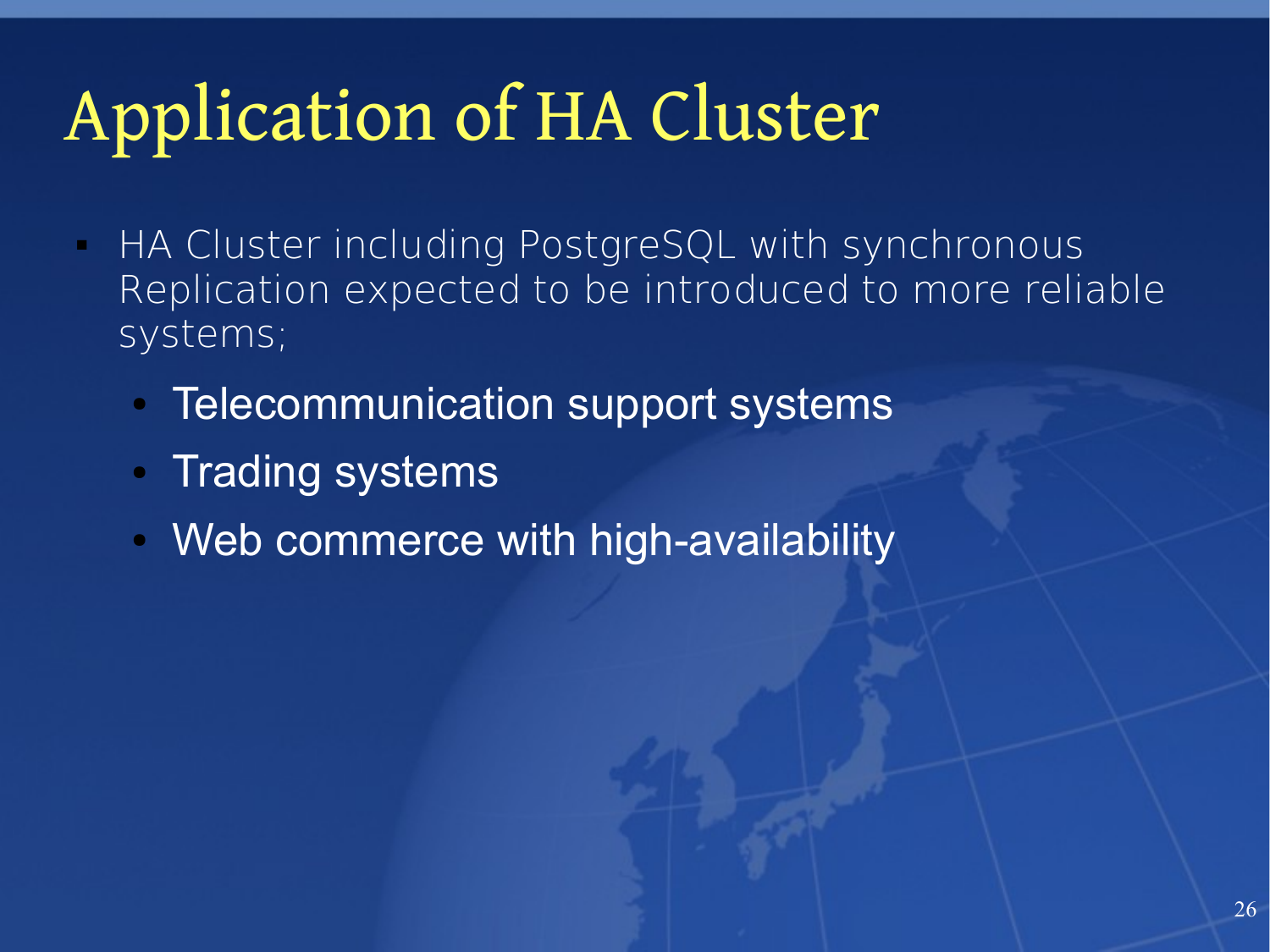# Application of HA Cluster

- HA Cluster including PostgreSQL with synchronous Replication expected to be introduced to more reliable systems;
  - Telecommunication support systems
  - Trading systems
  - Web commerce with high-availability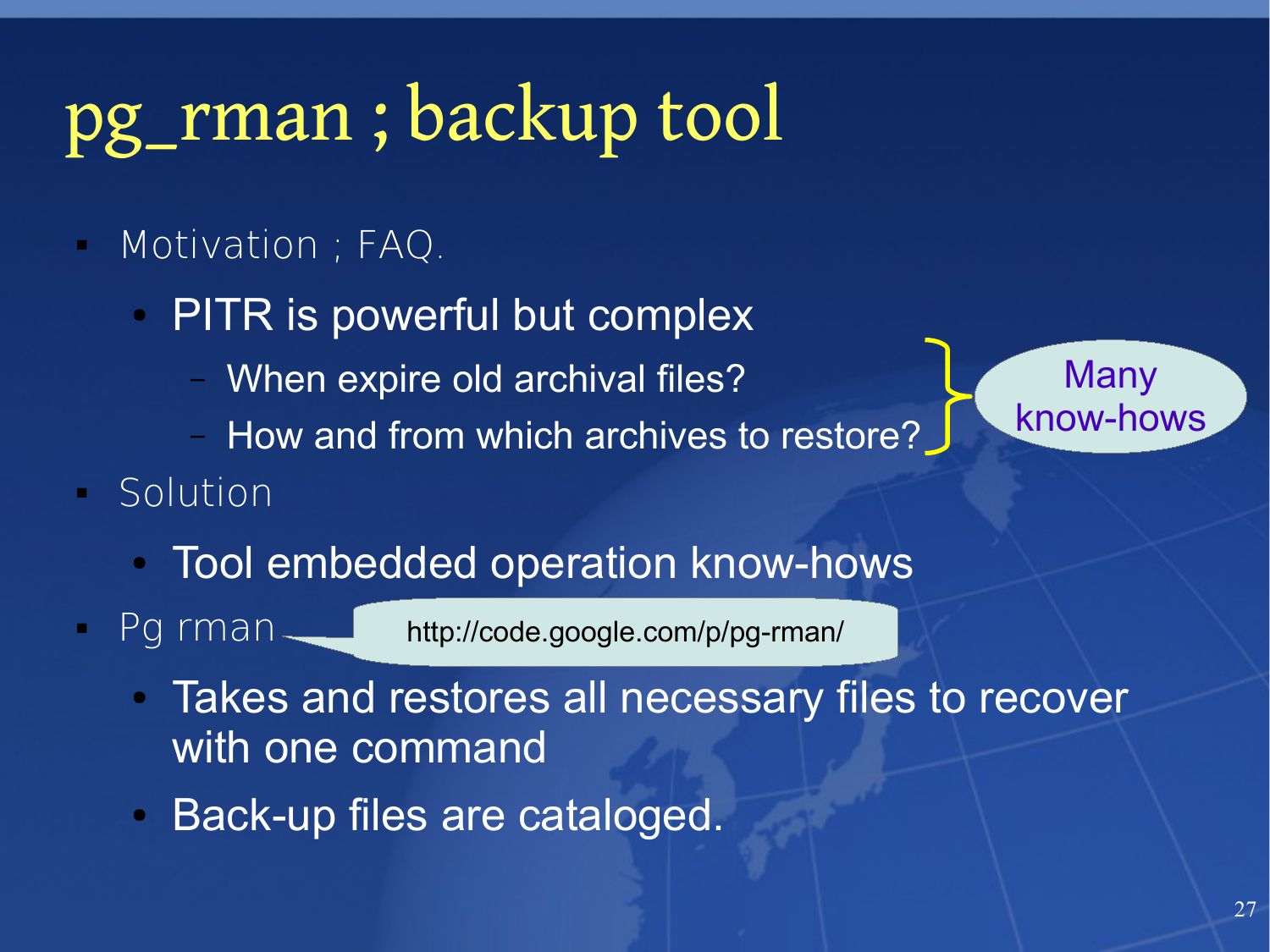# pg_rman ; backup tool

- Motivation ; FAQ.
  - PITR is powerful but complex
    - When expire old archival files?
    - How and from which archives to restore?

    Many know-hows
- Solution
  - Tool embedded operation know-hows
- Pg rman — http://code.google.com/p/pg-rman/
  - Takes and restores all necessary files to recover with one command
  - Back-up files are cataloged.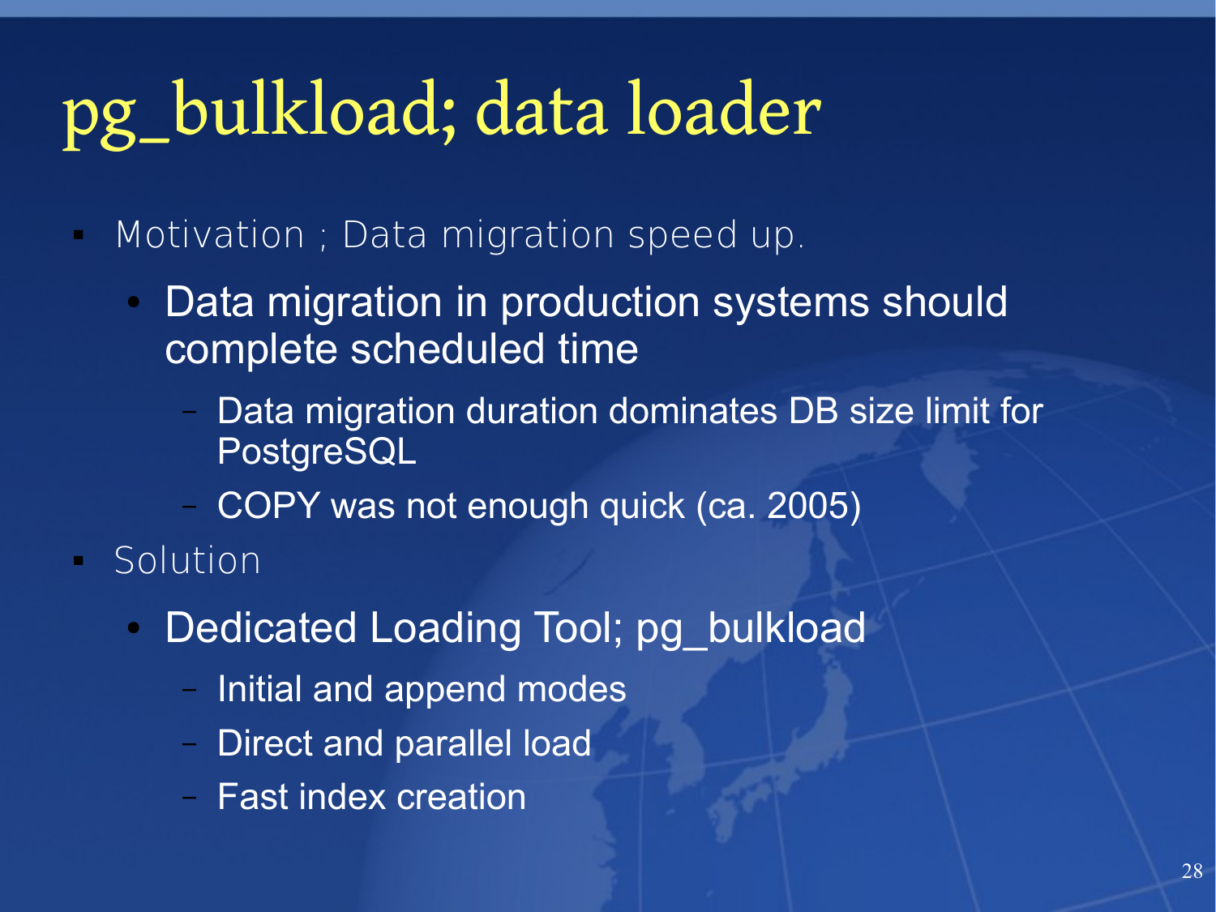# pg_bulkload; data loader

- Motivation ; Data migration speed up.
  - Data migration in production systems should complete scheduled time
    - Data migration duration dominates DB size limit for PostgreSQL
    - COPY was not enough quick (ca. 2005)
- Solution
  - Dedicated Loading Tool; pg_bulkload
    - Initial and append modes
    - Direct and parallel load
    - Fast index creation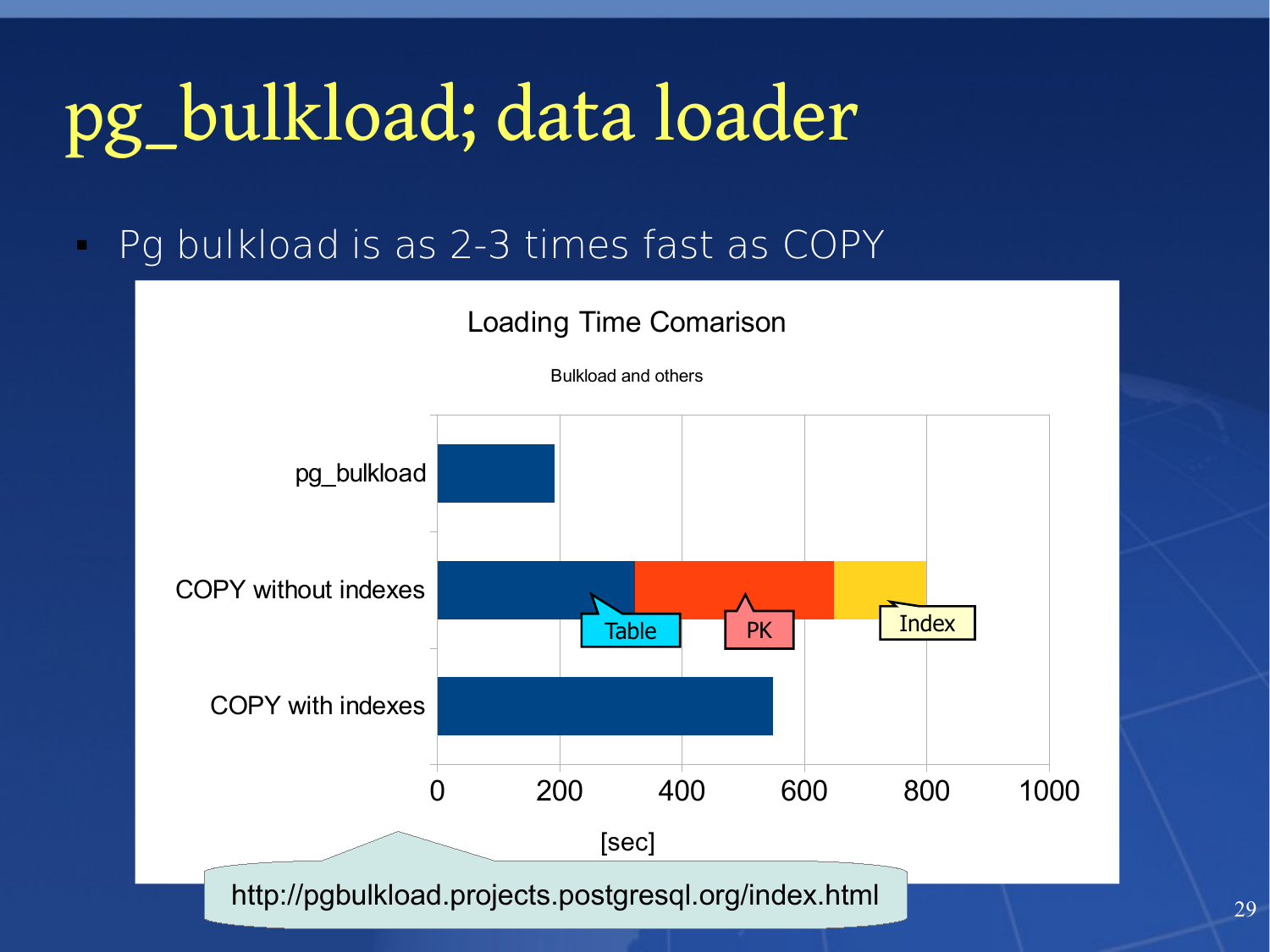# pg_bulkload; data loader

- Pg bulkload is as 2-3 times fast as COPY

Loading Time Comarison

Bulkload and others

pg_bulkload

COPY without indexes

COPY with indexes

Table

PK

Index

0 200 400 600 800 1000

[sec]

http://pgbulkload.projects.postgresql.org/index.html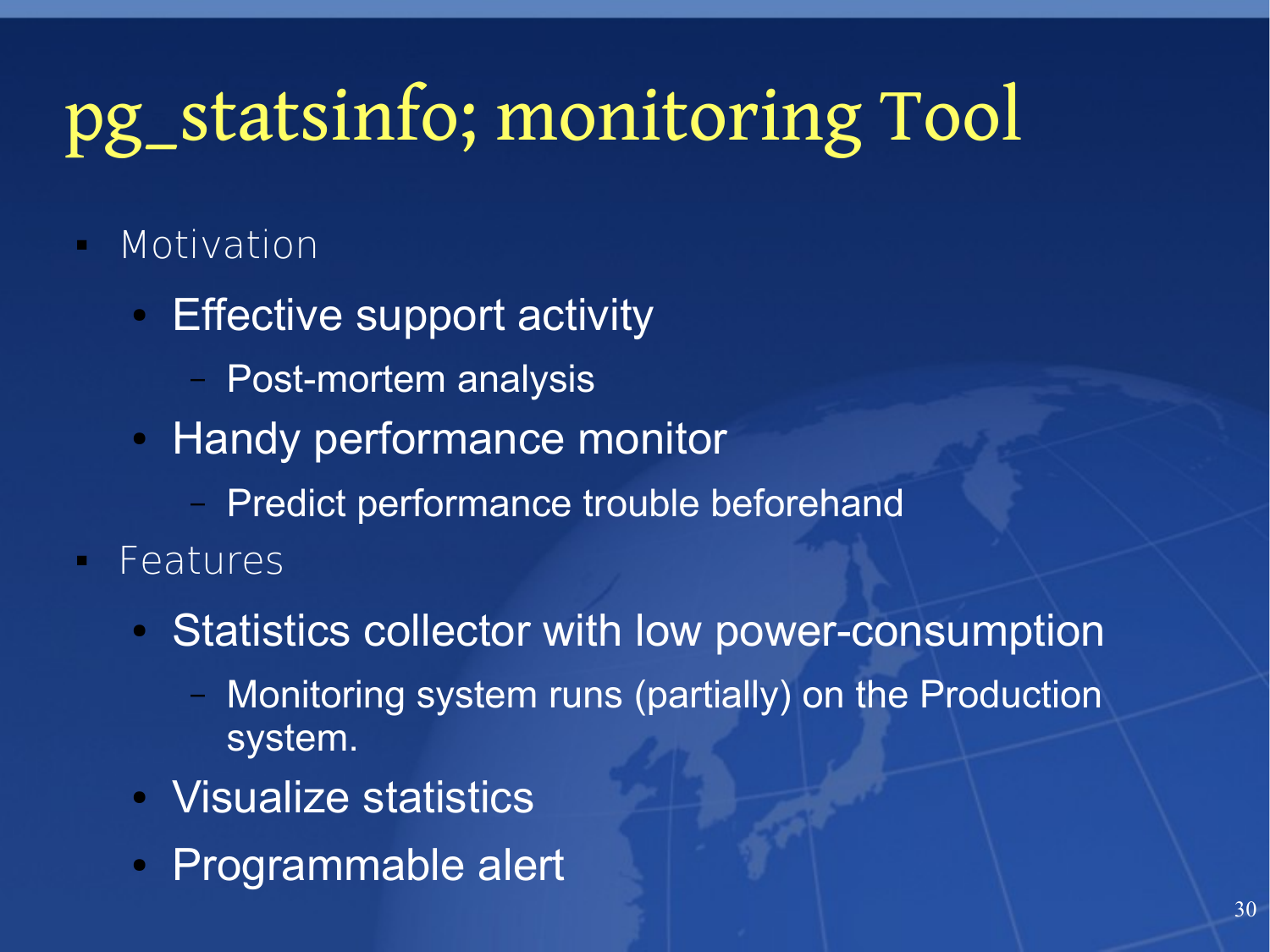# pg_statsinfo; monitoring Tool

- Motivation
  - Effective support activity
    - Post-mortem analysis
  - Handy performance monitor
    - Predict performance trouble beforehand
- Features
  - Statistics collector with low power-consumption
    - Monitoring system runs (partially) on the Production system.
  - Visualize statistics
  - Programmable alert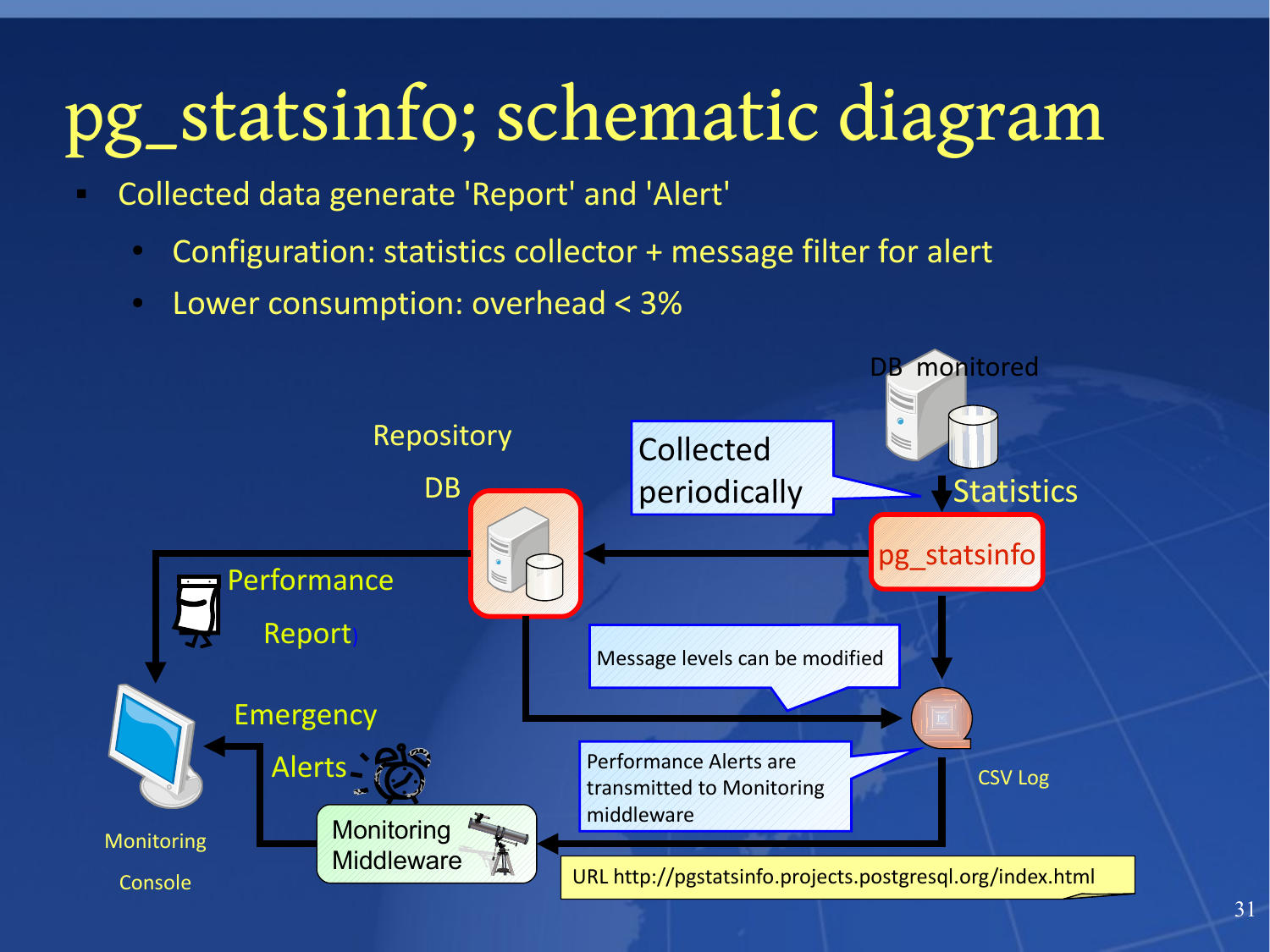# pg_statsinfo; schematic diagram

- Collected data generate 'Report' and 'Alert'
  - Configuration: statistics collector + message filter for alert
  - Lower consumption: overhead < 3%

DB monitored

Repository DB

Collected periodically

Statistics

pg_statsinfo

Performance Report

Message levels can be modified

Emergency Alerts

CSV Log

Performance Alerts are transmitted to Monitoring middleware

Monitoring Console

Monitoring Middleware

URL http://pgstatsinfo.projects.postgresql.org/index.html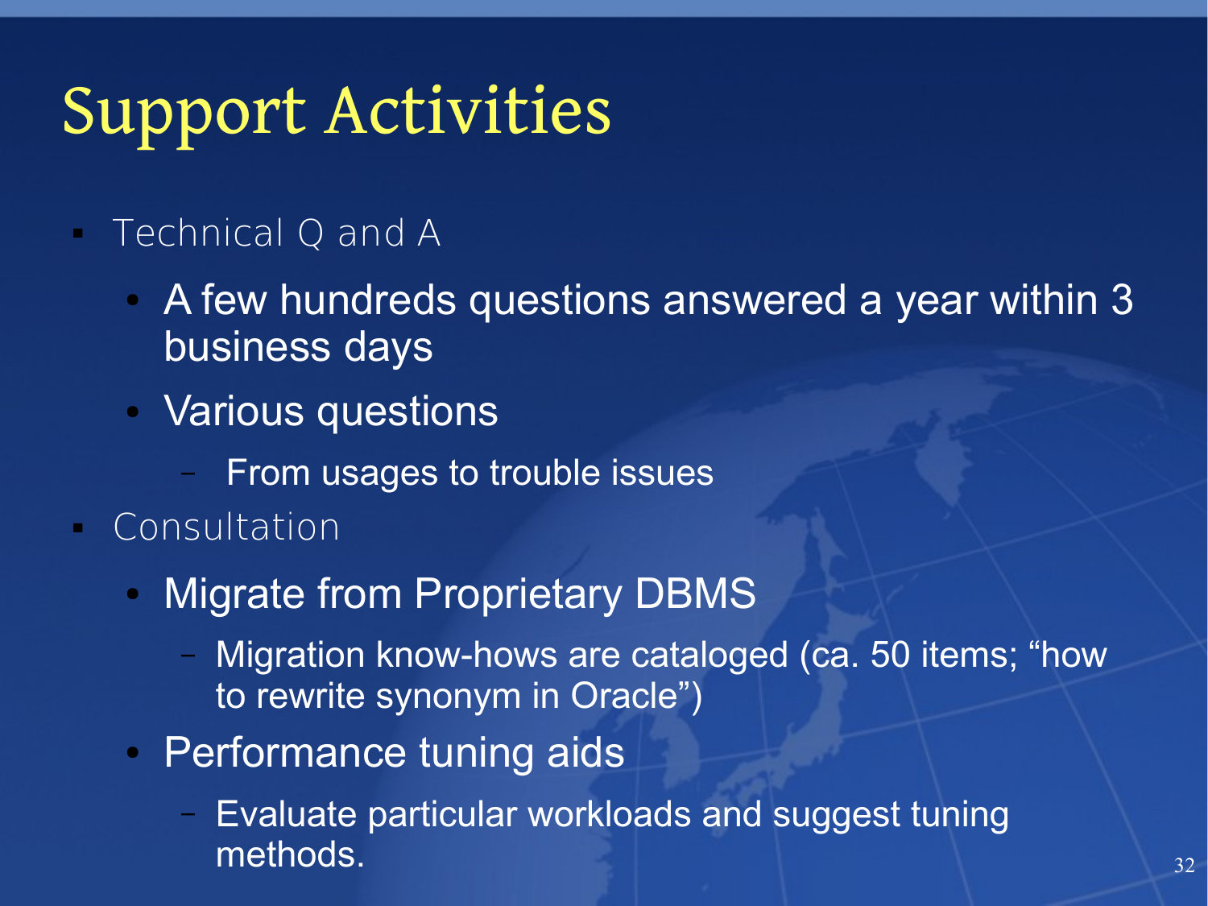# Support Activities

- Technical Q and A
  - A few hundreds questions answered a year within 3 business days
  - Various questions
    - From usages to trouble issues
- Consultation
  - Migrate from Proprietary DBMS
    - Migration know-hows are cataloged (ca. 50 items; “how to rewrite synonym in Oracle”)
  - Performance tuning aids
    - Evaluate particular workloads and suggest tuning methods.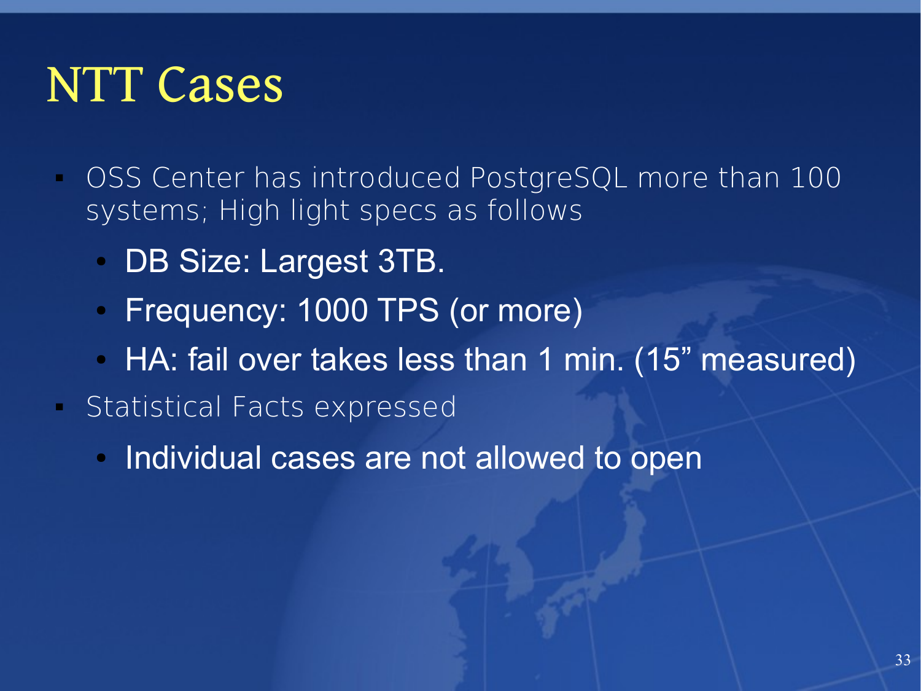# NTT Cases

- OSS Center has introduced PostgreSQL more than 100 systems; High light specs as follows
  - DB Size: Largest 3TB.
  - Frequency: 1000 TPS (or more)
  - HA: fail over takes less than 1 min. (15” measured)
- Statistical Facts expressed
  - Individual cases are not allowed to open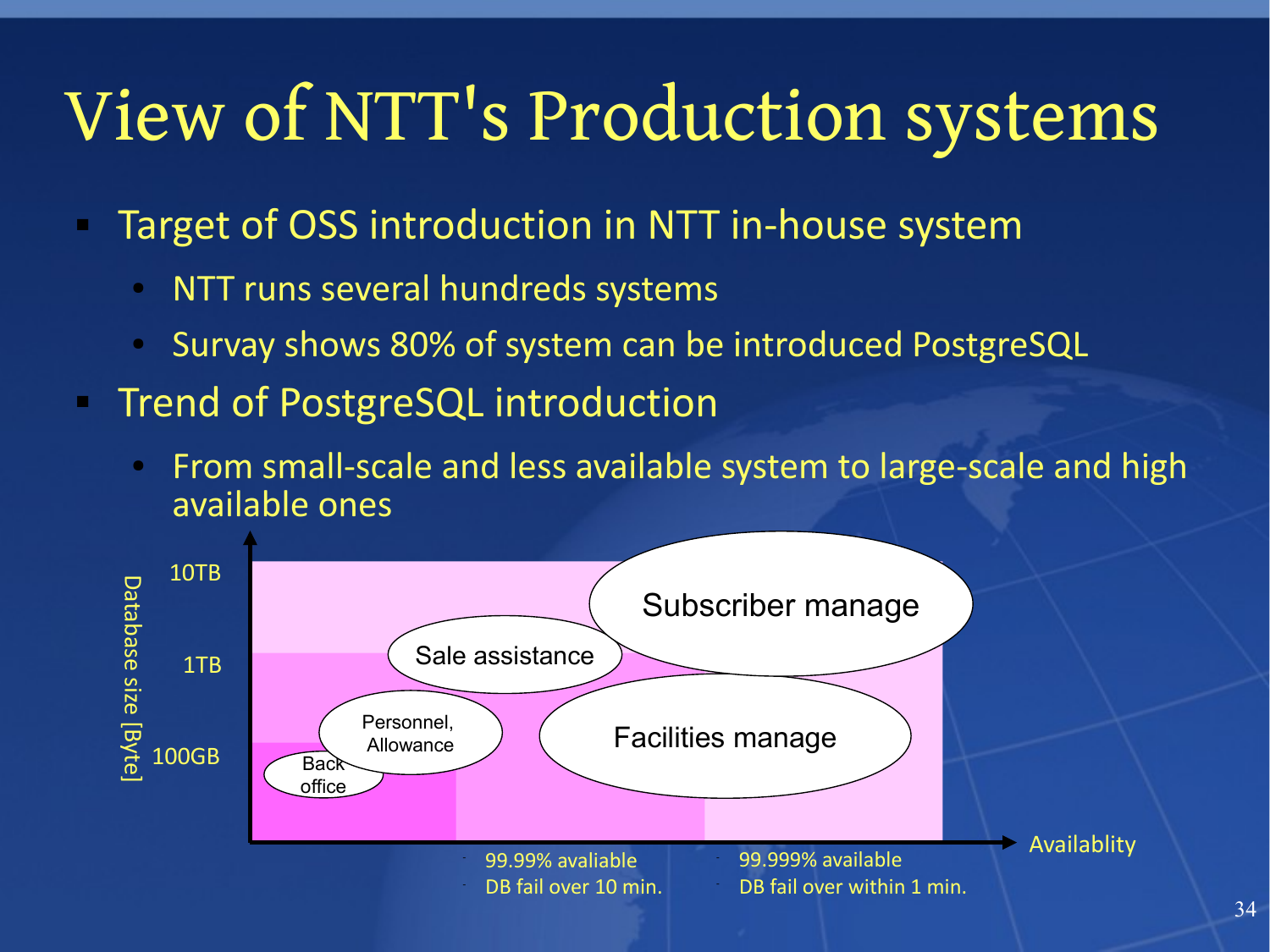# View of NTT's Production systems

- Target of OSS introduction in NTT in-house system
  - NTT runs several hundreds systems
  - Survay shows 80% of system can be introduced PostgreSQL
- Trend of PostgreSQL introduction
  - From small-scale and less available system to large-scale and high available ones

Database size [Byte]

10TB

1TB

100GB

Subscriber manage

Sale assistance

Personnel, Allowance

Facilities manage

Back office

Availablity

- 99.99% avaliable
- DB fail over 10 min.

- 99.999% available
- DB fail over within 1 min.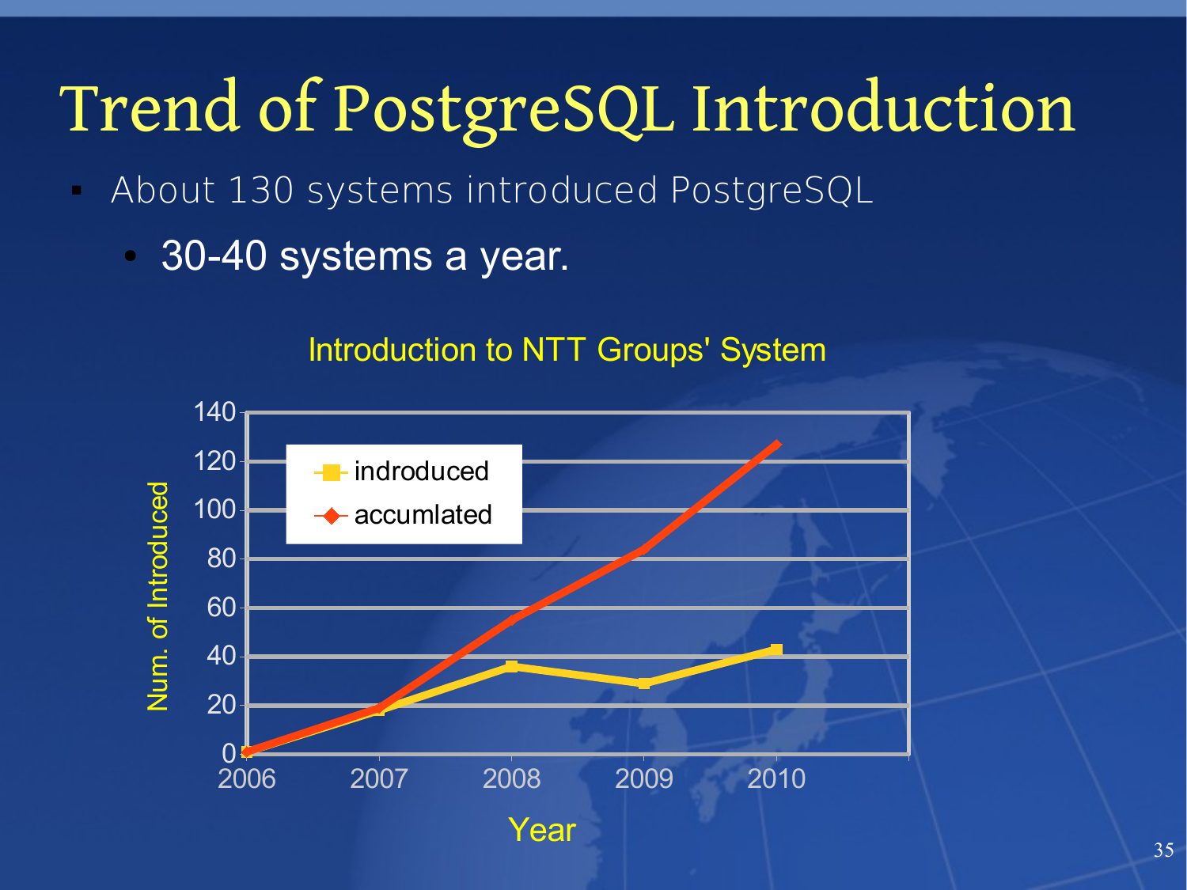# Trend of PostgreSQL Introduction

- About 130 systems introduced PostgreSQL
  - 30-40 systems a year.

Introduction to NTT Groups' System

| Year | indroduced | accumlated |
|---|---|---|
| 2006 | 0 | 0 |
| 2007 | 18 | 19 |
| 2008 | 36 | 55 |
| 2009 | 29 | 84 |
| 2010 | 43 | 127 |

Num. of Introduced

Year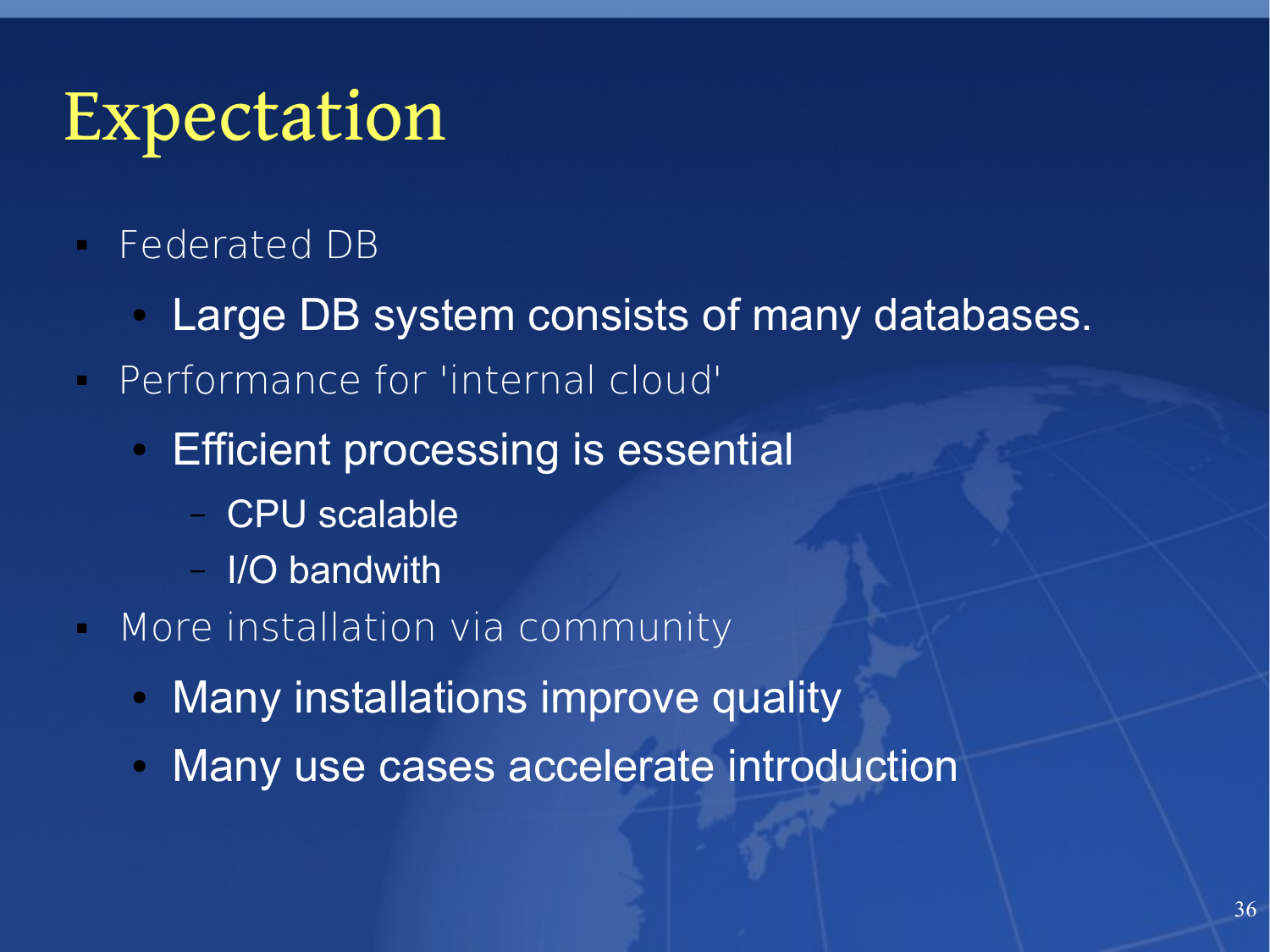# Expectation

- Federated DB
  - Large DB system consists of many databases.
- Performance for 'internal cloud'
  - Efficient processing is essential
    - CPU scalable
    - I/O bandwith
- More installation via community
  - Many installations improve quality
  - Many use cases accelerate introduction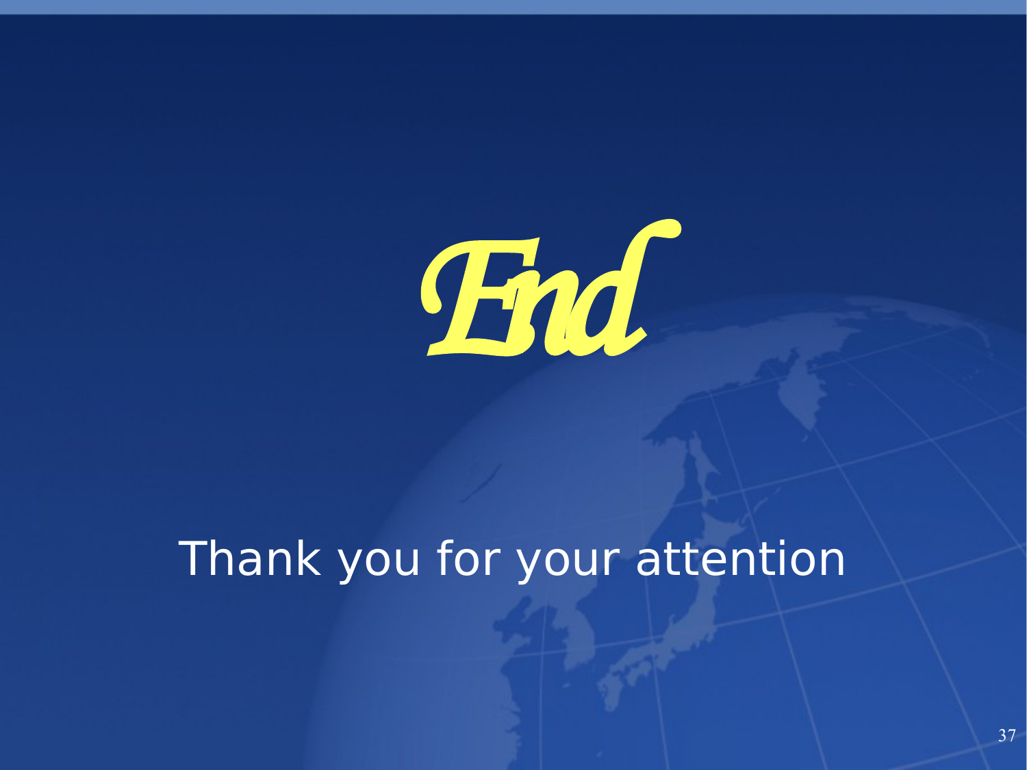# *End*

Thank you for your attention